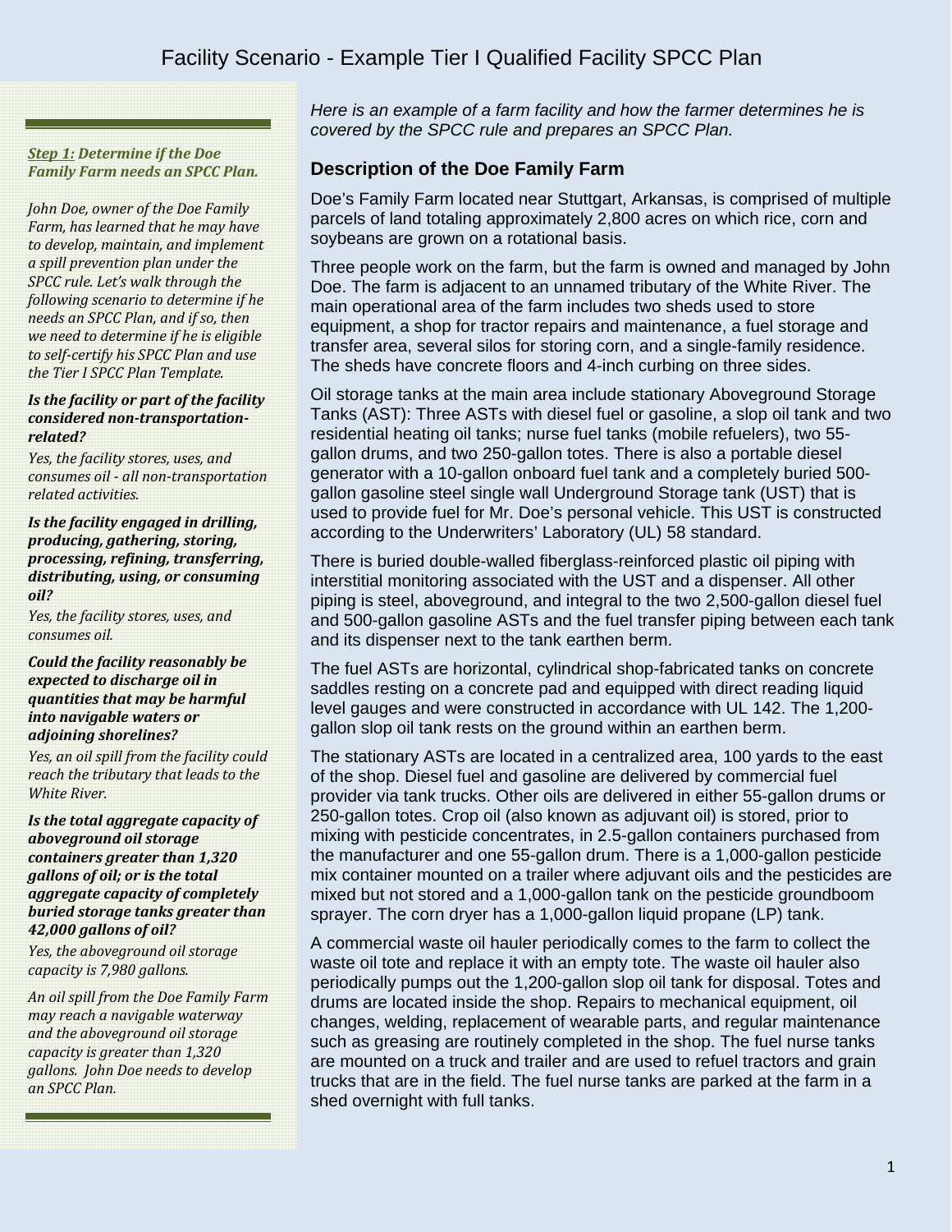# Facility Scenario - Example Tier I Qualified Facility SPCC Plan

*Here is an example of a farm facility and how the farmer determines he is covered by the SPCC rule and prepares an SPCC Plan.*

## Description of the Doe Family Farm

Doe's Family Farm located near Stuttgart, Arkansas, is comprised of multiple parcels of land totaling approximately 2,800 acres on which rice, corn and soybeans are grown on a rotational basis.

Three people work on the farm, but the farm is owned and managed by John Doe. The farm is adjacent to an unnamed tributary of the White River. The main operational area of the farm includes two sheds used to store equipment, a shop for tractor repairs and maintenance, a fuel storage and transfer area, several silos for storing corn, and a single-family residence. The sheds have concrete floors and 4-inch curbing on three sides.

Oil storage tanks at the main area include stationary Aboveground Storage Tanks (AST): Three ASTs with diesel fuel or gasoline, a slop oil tank and two residential heating oil tanks; nurse fuel tanks (mobile refuelers), two 55-gallon drums, and two 250-gallon totes. There is also a portable diesel generator with a 10-gallon onboard fuel tank and a completely buried 500-gallon gasoline steel single wall Underground Storage tank (UST) that is used to provide fuel for Mr. Doe's personal vehicle. This UST is constructed according to the Underwriters' Laboratory (UL) 58 standard.

There is buried double-walled fiberglass-reinforced plastic oil piping with interstitial monitoring associated with the UST and a dispenser. All other piping is steel, aboveground, and integral to the two 2,500-gallon diesel fuel and 500-gallon gasoline ASTs and the fuel transfer piping between each tank and its dispenser next to the tank earthen berm.

The fuel ASTs are horizontal, cylindrical shop-fabricated tanks on concrete saddles resting on a concrete pad and equipped with direct reading liquid level gauges and were constructed in accordance with UL 142. The 1,200-gallon slop oil tank rests on the ground within an earthen berm.

The stationary ASTs are located in a centralized area, 100 yards to the east of the shop. Diesel fuel and gasoline are delivered by commercial fuel provider via tank trucks. Other oils are delivered in either 55-gallon drums or 250-gallon totes. Crop oil (also known as adjuvant oil) is stored, prior to mixing with pesticide concentrates, in 2.5-gallon containers purchased from the manufacturer and one 55-gallon drum. There is a 1,000-gallon pesticide mix container mounted on a trailer where adjuvant oils and the pesticides are mixed but not stored and a 1,000-gallon tank on the pesticide groundboom sprayer. The corn dryer has a 1,000-gallon liquid propane (LP) tank.

A commercial waste oil hauler periodically comes to the farm to collect the waste oil tote and replace it with an empty tote. The waste oil hauler also periodically pumps out the 1,200-gallon slop oil tank for disposal. Totes and drums are located inside the shop. Repairs to mechanical equipment, oil changes, welding, replacement of wearable parts, and regular maintenance such as greasing are routinely completed in the shop. The fuel nurse tanks are mounted on a truck and trailer and are used to refuel tractors and grain trucks that are in the field. The fuel nurse tanks are parked at the farm in a shed overnight with full tanks.

***Step 1:* *Determine if the Doe Family Farm needs an SPCC Plan.***

*John Doe, owner of the Doe Family Farm, has learned that he may have to develop, maintain, and implement a spill prevention plan under the SPCC rule. Let's walk through the following scenario to determine if he needs an SPCC Plan, and if so, then we need to determine if he is eligible to self-certify his SPCC Plan and use the Tier I SPCC Plan Template.*

***Is the facility or part of the facility considered non-transportation-related?***

*Yes, the facility stores, uses, and consumes oil - all non-transportation related activities.*

***Is the facility engaged in drilling, producing, gathering, storing, processing, refining, transferring, distributing, using, or consuming oil?***

*Yes, the facility stores, uses, and consumes oil.*

***Could the facility reasonably be expected to discharge oil in quantities that may be harmful into navigable waters or adjoining shorelines?***

*Yes, an oil spill from the facility could reach the tributary that leads to the White River.*

***Is the total aggregate capacity of aboveground oil storage containers greater than 1,320 gallons of oil; or is the total aggregate capacity of completely buried storage tanks greater than 42,000 gallons of oil?***

*Yes, the aboveground oil storage capacity is 7,980 gallons.*

*An oil spill from the Doe Family Farm may reach a navigable waterway and the aboveground oil storage capacity is greater than 1,320 gallons. John Doe needs to develop an SPCC Plan.*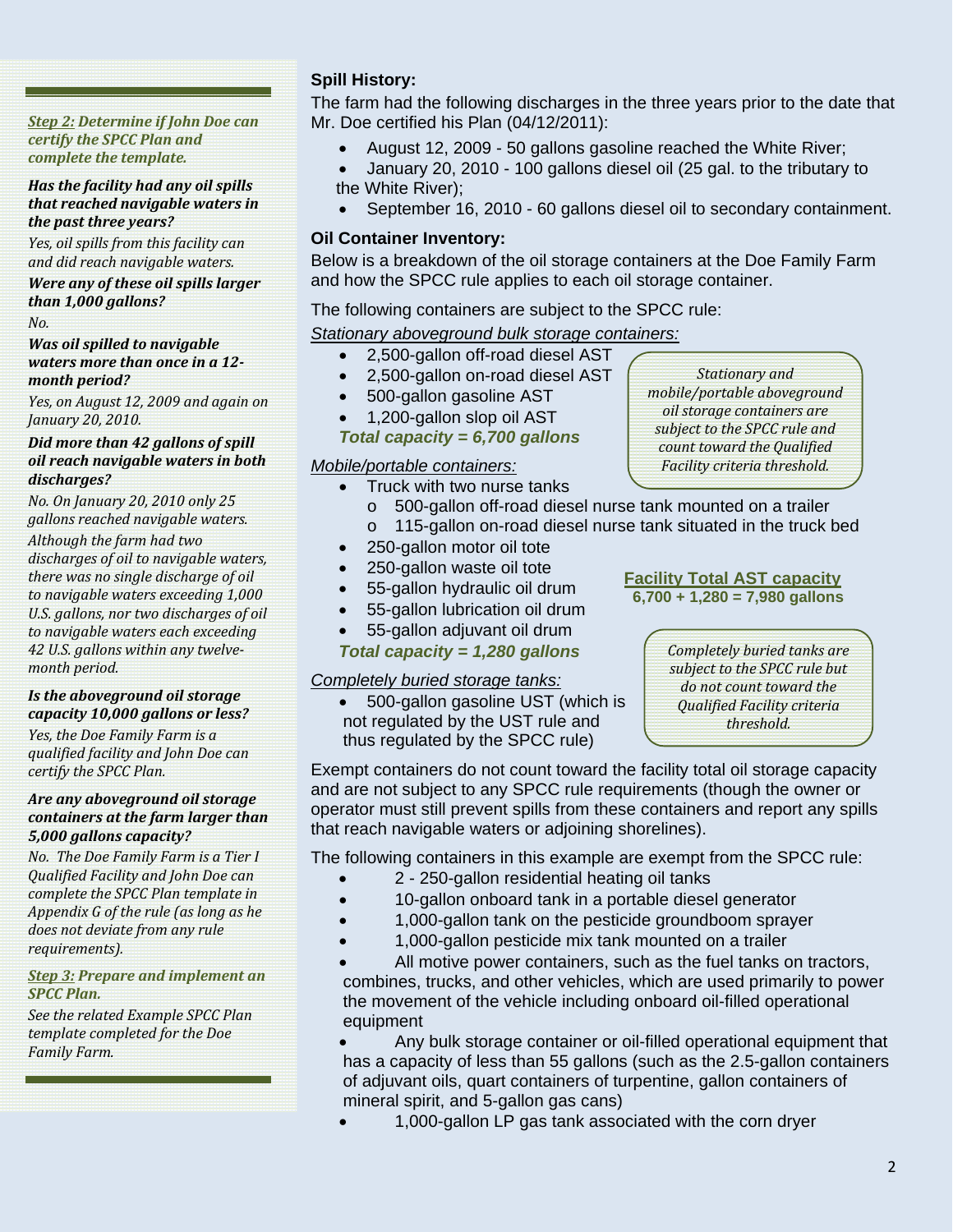*Step 2: Determine if John Doe can certify the SPCC Plan and complete the template.*

***Has the facility had any oil spills that reached navigable waters in the past three years?***

*Yes, oil spills from this facility can and did reach navigable waters.*

***Were any of these oil spills larger than 1,000 gallons?***

*No.*

***Was oil spilled to navigable waters more than once in a 12-month period?***

*Yes, on August 12, 2009 and again on January 20, 2010.*

***Did more than 42 gallons of spill oil reach navigable waters in both discharges?***

*No. On January 20, 2010 only 25 gallons reached navigable waters. Although the farm had two discharges of oil to navigable waters, there was no single discharge of oil to navigable waters exceeding 1,000 U.S. gallons, nor two discharges of oil to navigable waters each exceeding 42 U.S. gallons within any twelve-month period.*

***Is the aboveground oil storage capacity 10,000 gallons or less?***

*Yes, the Doe Family Farm is a qualified facility and John Doe can certify the SPCC Plan.*

***Are any aboveground oil storage containers at the farm larger than 5,000 gallons capacity?***

*No. The Doe Family Farm is a Tier I Qualified Facility and John Doe can complete the SPCC Plan template in Appendix G of the rule (as long as he does not deviate from any rule requirements).*

*Step 3: Prepare and implement an SPCC Plan.*

*See the related Example SPCC Plan template completed for the Doe Family Farm.*

**Spill History:**

The farm had the following discharges in the three years prior to the date that Mr. Doe certified his Plan (04/12/2011):

- August 12, 2009 - 50 gallons gasoline reached the White River;
- January 20, 2010 - 100 gallons diesel oil (25 gal. to the tributary to the White River);
- September 16, 2010 - 60 gallons diesel oil to secondary containment.

**Oil Container Inventory:**

Below is a breakdown of the oil storage containers at the Doe Family Farm and how the SPCC rule applies to each oil storage container.

The following containers are subject to the SPCC rule:

Stationary aboveground bulk storage containers:

- 2,500-gallon off-road diesel AST
- 2,500-gallon on-road diesel AST
- 500-gallon gasoline AST
- 1,200-gallon slop oil AST

***Total capacity = 6,700 gallons***

*Stationary and mobile/portable aboveground oil storage containers are subject to the SPCC rule and count toward the Qualified Facility criteria threshold.*

Mobile/portable containers:

- Truck with two nurse tanks
  - o 500-gallon off-road diesel nurse tank mounted on a trailer
  - o 115-gallon on-road diesel nurse tank situated in the truck bed
- 250-gallon motor oil tote
- 250-gallon waste oil tote
- 55-gallon hydraulic oil drum
- 55-gallon lubrication oil drum
- 55-gallon adjuvant oil drum

***Total capacity = 1,280 gallons***

**Facility Total AST capacity**
**6,700 + 1,280 = 7,980 gallons**

Completely buried storage tanks:

- 500-gallon gasoline UST (which is not regulated by the UST rule and thus regulated by the SPCC rule)

*Completely buried tanks are subject to the SPCC rule but do not count toward the Qualified Facility criteria threshold.*

Exempt containers do not count toward the facility total oil storage capacity and are not subject to any SPCC rule requirements (though the owner or operator must still prevent spills from these containers and report any spills that reach navigable waters or adjoining shorelines).

The following containers in this example are exempt from the SPCC rule:

- 2 - 250-gallon residential heating oil tanks
- 10-gallon onboard tank in a portable diesel generator
- 1,000-gallon tank on the pesticide groundboom sprayer
- 1,000-gallon pesticide mix tank mounted on a trailer
- All motive power containers, such as the fuel tanks on tractors, combines, trucks, and other vehicles, which are used primarily to power the movement of the vehicle including onboard oil-filled operational equipment
- Any bulk storage container or oil-filled operational equipment that has a capacity of less than 55 gallons (such as the 2.5-gallon containers of adjuvant oils, quart containers of turpentine, gallon containers of mineral spirit, and 5-gallon gas cans)
- 1,000-gallon LP gas tank associated with the corn dryer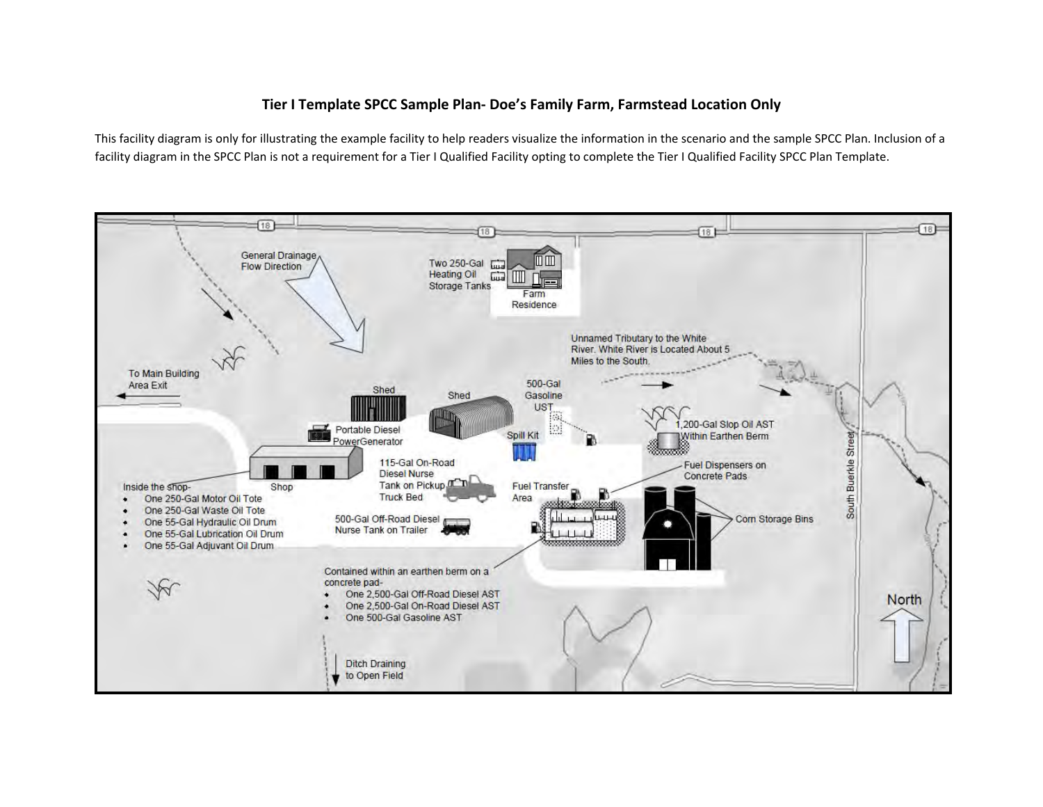# Tier I Template SPCC Sample Plan- Doe's Family Farm, Farmstead Location Only

This facility diagram is only for illustrating the example facility to help readers visualize the information in the scenario and the sample SPCC Plan. Inclusion of a facility diagram in the SPCC Plan is not a requirement for a Tier I Qualified Facility opting to complete the Tier I Qualified Facility SPCC Plan Template.

General Drainage Flow Direction

Two 250-Gal Heating Oil Storage Tanks

Farm Residence

Unnamed Tributary to the White River. White River is Located About 5 Miles to the South.

To Main Building Area Exit

Shed

Shed

500-Gal Gasoline UST

Portable Diesel PowerGenerator

Spill Kit

1,200-Gal Slop Oil AST Within Earthen Berm

115-Gal On-Road Diesel Nurse Tank on Pickup Truck Bed

Fuel Dispensers on Concrete Pads

Shop

Fuel Transfer Area

Inside the shop-

- One 250-Gal Motor Oil Tote
- One 250-Gal Waste Oil Tote
- One 55-Gal Hydraulic Oil Drum
- One 55-Gal Lubrication Oil Drum
- One 55-Gal Adjuvant Oil Drum

500-Gal Off-Road Diesel Nurse Tank on Trailer

Corn Storage Bins

South Buerkle Street

Contained within an earthen berm on a concrete pad-

- One 2,500-Gal Off-Road Diesel AST
- One 2,500-Gal On-Road Diesel AST
- One 500-Gal Gasoline AST

North

Ditch Draining to Open Field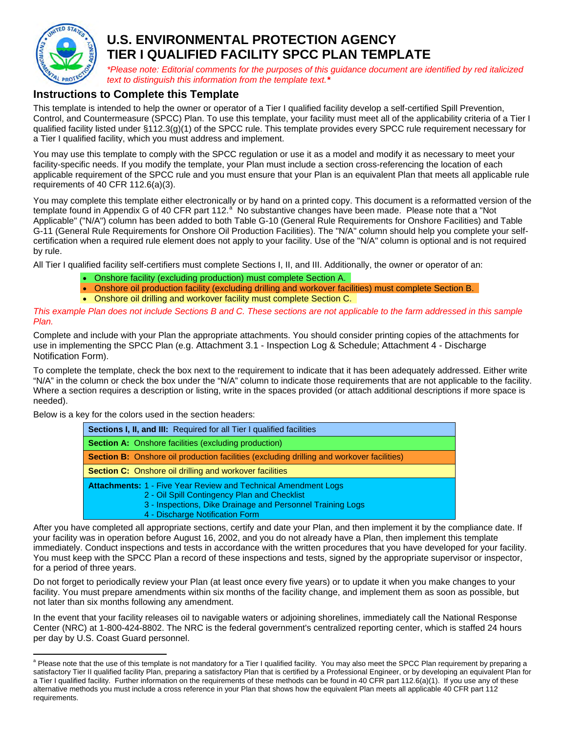# U.S. ENVIRONMENTAL PROTECTION AGENCY
# TIER I QUALIFIED FACILITY SPCC PLAN TEMPLATE

*\*Please note: Editorial comments for the purposes of this guidance document are identified by red italicized text to distinguish this information from the template text.\**

## Instructions to Complete this Template

This template is intended to help the owner or operator of a Tier I qualified facility develop a self-certified Spill Prevention, Control, and Countermeasure (SPCC) Plan. To use this template, your facility must meet all of the applicability criteria of a Tier I qualified facility listed under §112.3(g)(1) of the SPCC rule. This template provides every SPCC rule requirement necessary for a Tier I qualified facility, which you must address and implement.

You may use this template to comply with the SPCC regulation or use it as a model and modify it as necessary to meet your facility-specific needs. If you modify the template, your Plan must include a section cross-referencing the location of each applicable requirement of the SPCC rule and you must ensure that your Plan is an equivalent Plan that meets all applicable rule requirements of 40 CFR 112.6(a)(3).

You may complete this template either electronically or by hand on a printed copy. This document is a reformatted version of the template found in Appendix G of 40 CFR part 112.[a] No substantive changes have been made. Please note that a "Not Applicable" ("N/A") column has been added to both Table G-10 (General Rule Requirements for Onshore Facilities) and Table G-11 (General Rule Requirements for Onshore Oil Production Facilities). The "N/A" column should help you complete your self-certification when a required rule element does not apply to your facility. Use of the "N/A" column is optional and is not required by rule.

All Tier I qualified facility self-certifiers must complete Sections I, II, and III. Additionally, the owner or operator of an:

- Onshore facility (excluding production) must complete Section A.
- Onshore oil production facility (excluding drilling and workover facilities) must complete Section B.
- Onshore oil drilling and workover facility must complete Section C.

*This example Plan does not include Sections B and C. These sections are not applicable to the farm addressed in this sample Plan.*

Complete and include with your Plan the appropriate attachments. You should consider printing copies of the attachments for use in implementing the SPCC Plan (e.g. Attachment 3.1 - Inspection Log & Schedule; Attachment 4 - Discharge Notification Form).

To complete the template, check the box next to the requirement to indicate that it has been adequately addressed. Either write "N/A" in the column or check the box under the "N/A" column to indicate those requirements that are not applicable to the facility. Where a section requires a description or listing, write in the spaces provided (or attach additional descriptions if more space is needed).

Below is a key for the colors used in the section headers:

| |
|---|
| **Sections I, II, and III:** Required for all Tier I qualified facilities |
| **Section A:** Onshore facilities (excluding production) |
| **Section B:** Onshore oil production facilities (excluding drilling and workover facilities) |
| **Section C:** Onshore oil drilling and workover facilities |
| **Attachments:** 1 - Five Year Review and Technical Amendment Logs<br>2 - Oil Spill Contingency Plan and Checklist<br>3 - Inspections, Dike Drainage and Personnel Training Logs<br>4 - Discharge Notification Form |

After you have completed all appropriate sections, certify and date your Plan, and then implement it by the compliance date. If your facility was in operation before August 16, 2002, and you do not already have a Plan, then implement this template immediately. Conduct inspections and tests in accordance with the written procedures that you have developed for your facility. You must keep with the SPCC Plan a record of these inspections and tests, signed by the appropriate supervisor or inspector, for a period of three years.

Do not forget to periodically review your Plan (at least once every five years) or to update it when you make changes to your facility. You must prepare amendments within six months of the facility change, and implement them as soon as possible, but not later than six months following any amendment.

In the event that your facility releases oil to navigable waters or adjoining shorelines, immediately call the National Response Center (NRC) at 1-800-424-8802. The NRC is the federal government's centralized reporting center, which is staffed 24 hours per day by U.S. Coast Guard personnel.

---

[a] Please note that the use of this template is not mandatory for a Tier I qualified facility. You may also meet the SPCC Plan requirement by preparing a satisfactory Tier II qualified facility Plan, preparing a satisfactory Plan that is certified by a Professional Engineer, or by developing an equivalent Plan for a Tier I qualified facility. Further information on the requirements of these methods can be found in 40 CFR part 112.6(a)(1). If you use any of these alternative methods you must include a cross reference in your Plan that shows how the equivalent Plan meets all applicable 40 CFR part 112 requirements.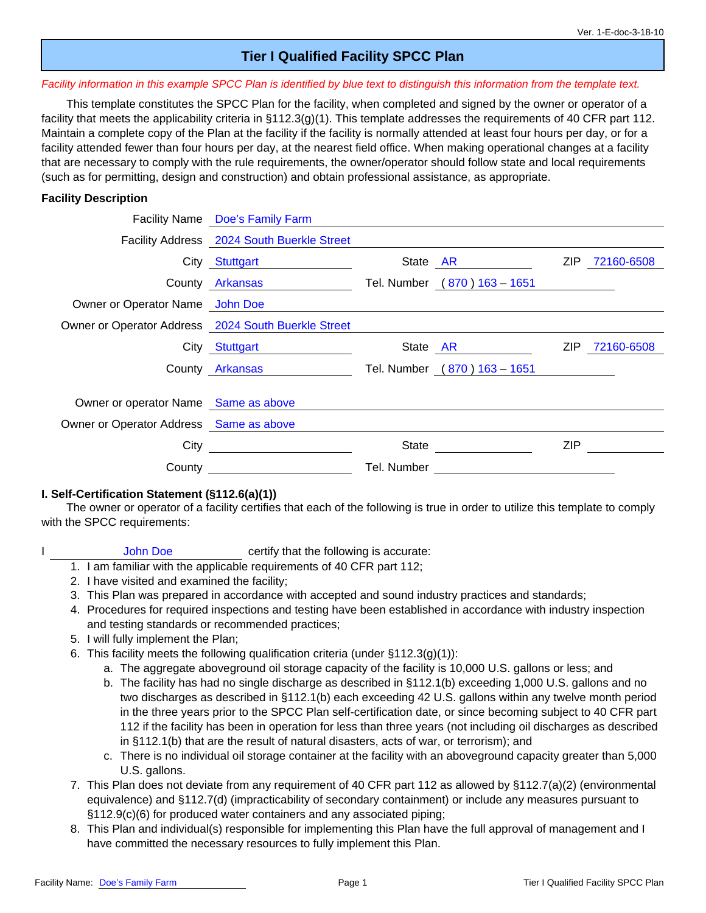Ver. 1-E-doc-3-18-10

# Tier I Qualified Facility SPCC Plan

*Facility information in this example SPCC Plan is identified by blue text to distinguish this information from the template text.*

This template constitutes the SPCC Plan for the facility, when completed and signed by the owner or operator of a facility that meets the applicability criteria in §112.3(g)(1). This template addresses the requirements of 40 CFR part 112. Maintain a complete copy of the Plan at the facility if the facility is normally attended at least four hours per day, or for a facility attended fewer than four hours per day, at the nearest field office. When making operational changes at a facility that are necessary to comply with the rule requirements, the owner/operator should follow state and local requirements (such as for permitting, design and construction) and obtain professional assistance, as appropriate.

**Facility Description**

Facility Name: Doe's Family Farm

Facility Address: 2024 South Buerkle Street

City: Stuttgart State: AR ZIP: 72160-6508

County: Arkansas Tel. Number: ( 870 ) 163 – 1651

Owner or Operator Name: John Doe

Owner or Operator Address: 2024 South Buerkle Street

City: Stuttgart State: AR ZIP: 72160-6508

County: Arkansas Tel. Number: ( 870 ) 163 – 1651

Owner or operator Name: Same as above

Owner or Operator Address: Same as above

City: ______ State: ______ ZIP: ______

County: ______ Tel. Number: ______

**I. Self-Certification Statement (§112.6(a)(1))**

The owner or operator of a facility certifies that each of the following is true in order to utilize this template to comply with the SPCC requirements:

I John Doe certify that the following is accurate:

1. I am familiar with the applicable requirements of 40 CFR part 112;
2. I have visited and examined the facility;
3. This Plan was prepared in accordance with accepted and sound industry practices and standards;
4. Procedures for required inspections and testing have been established in accordance with industry inspection and testing standards or recommended practices;
5. I will fully implement the Plan;
6. This facility meets the following qualification criteria (under §112.3(g)(1)):
   a. The aggregate aboveground oil storage capacity of the facility is 10,000 U.S. gallons or less; and
   b. The facility has had no single discharge as described in §112.1(b) exceeding 1,000 U.S. gallons and no two discharges as described in §112.1(b) each exceeding 42 U.S. gallons within any twelve month period in the three years prior to the SPCC Plan self-certification date, or since becoming subject to 40 CFR part 112 if the facility has been in operation for less than three years (not including oil discharges as described in §112.1(b) that are the result of natural disasters, acts of war, or terrorism); and
   c. There is no individual oil storage container at the facility with an aboveground capacity greater than 5,000 U.S. gallons.
7. This Plan does not deviate from any requirement of 40 CFR part 112 as allowed by §112.7(a)(2) (environmental equivalence) and §112.7(d) (impracticability of secondary containment) or include any measures pursuant to §112.9(c)(6) for produced water containers and any associated piping;
8. This Plan and individual(s) responsible for implementing this Plan have the full approval of management and I have committed the necessary resources to fully implement this Plan.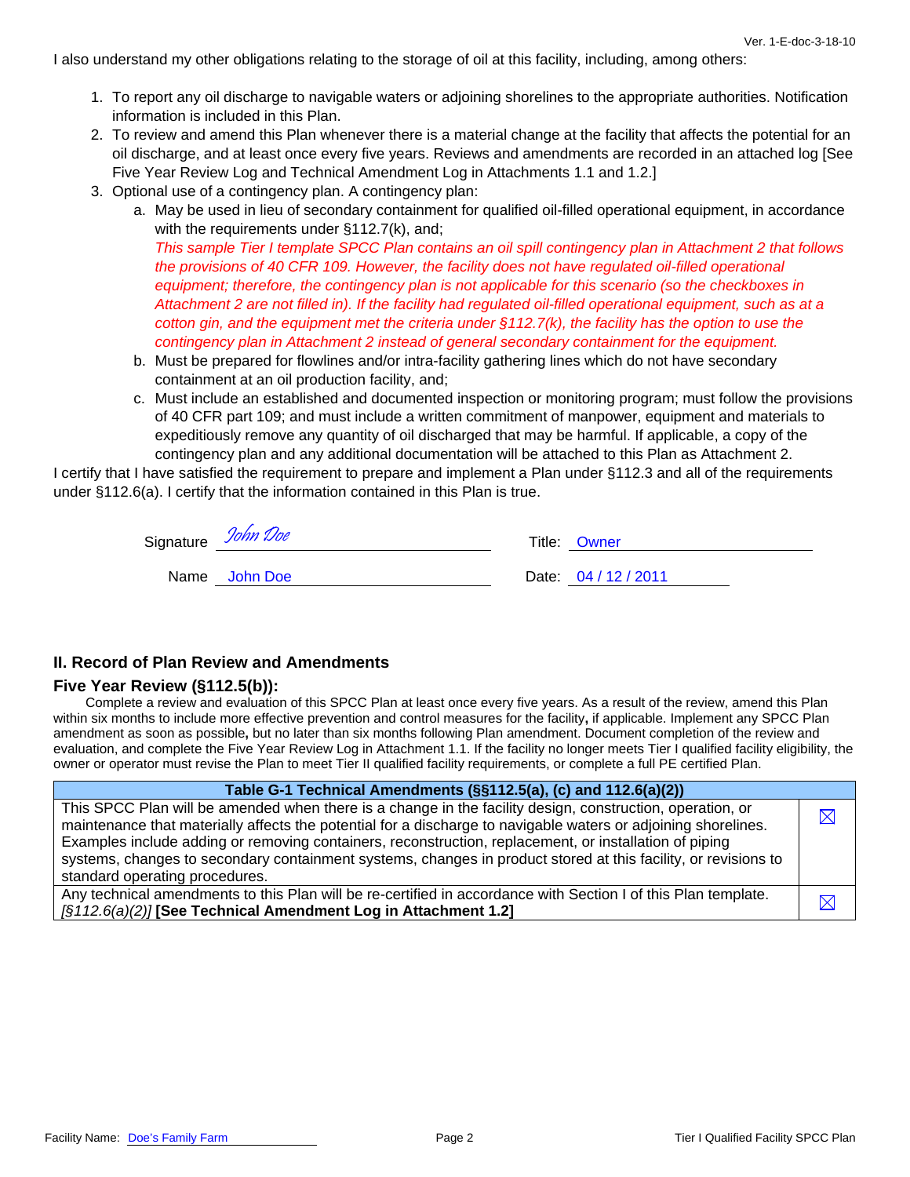I also understand my other obligations relating to the storage of oil at this facility, including, among others:

1. To report any oil discharge to navigable waters or adjoining shorelines to the appropriate authorities. Notification information is included in this Plan.
2. To review and amend this Plan whenever there is a material change at the facility that affects the potential for an oil discharge, and at least once every five years. Reviews and amendments are recorded in an attached log [See Five Year Review Log and Technical Amendment Log in Attachments 1.1 and 1.2.]
3. Optional use of a contingency plan. A contingency plan:
   a. May be used in lieu of secondary containment for qualified oil-filled operational equipment, in accordance with the requirements under §112.7(k), and;
      *This sample Tier I template SPCC Plan contains an oil spill contingency plan in Attachment 2 that follows the provisions of 40 CFR 109. However, the facility does not have regulated oil-filled operational equipment; therefore, the contingency plan is not applicable for this scenario (so the checkboxes in Attachment 2 are not filled in). If the facility had regulated oil-filled operational equipment, such as at a cotton gin, and the equipment met the criteria under §112.7(k), the facility has the option to use the contingency plan in Attachment 2 instead of general secondary containment for the equipment.*
   b. Must be prepared for flowlines and/or intra-facility gathering lines which do not have secondary containment at an oil production facility, and;
   c. Must include an established and documented inspection or monitoring program; must follow the provisions of 40 CFR part 109; and must include a written commitment of manpower, equipment and materials to expeditiously remove any quantity of oil discharged that may be harmful. If applicable, a copy of the contingency plan and any additional documentation will be attached to this Plan as Attachment 2.

I certify that I have satisfied the requirement to prepare and implement a Plan under §112.3 and all of the requirements under §112.6(a). I certify that the information contained in this Plan is true.

Signature *John Doe* Title: Owner

Name John Doe Date: 04 / 12 / 2011

## II. Record of Plan Review and Amendments

### Five Year Review (§112.5(b)):

Complete a review and evaluation of this SPCC Plan at least once every five years. As a result of the review, amend this Plan within six months to include more effective prevention and control measures for the facility**,** if applicable. Implement any SPCC Plan amendment as soon as possible**,** but no later than six months following Plan amendment. Document completion of the review and evaluation, and complete the Five Year Review Log in Attachment 1.1. If the facility no longer meets Tier I qualified facility eligibility, the owner or operator must revise the Plan to meet Tier II qualified facility requirements, or complete a full PE certified Plan.

| Table G-1 Technical Amendments (§§112.5(a), (c) and 112.6(a)(2)) | |
|---|---|
| This SPCC Plan will be amended when there is a change in the facility design, construction, operation, or maintenance that materially affects the potential for a discharge to navigable waters or adjoining shorelines. Examples include adding or removing containers, reconstruction, replacement, or installation of piping systems, changes to secondary containment systems, changes in product stored at this facility, or revisions to standard operating procedures. | ☒ |
| Any technical amendments to this Plan will be re-certified in accordance with Section I of this Plan template. *[§112.6(a)(2)]* **[See Technical Amendment Log in Attachment 1.2]** | ☒ |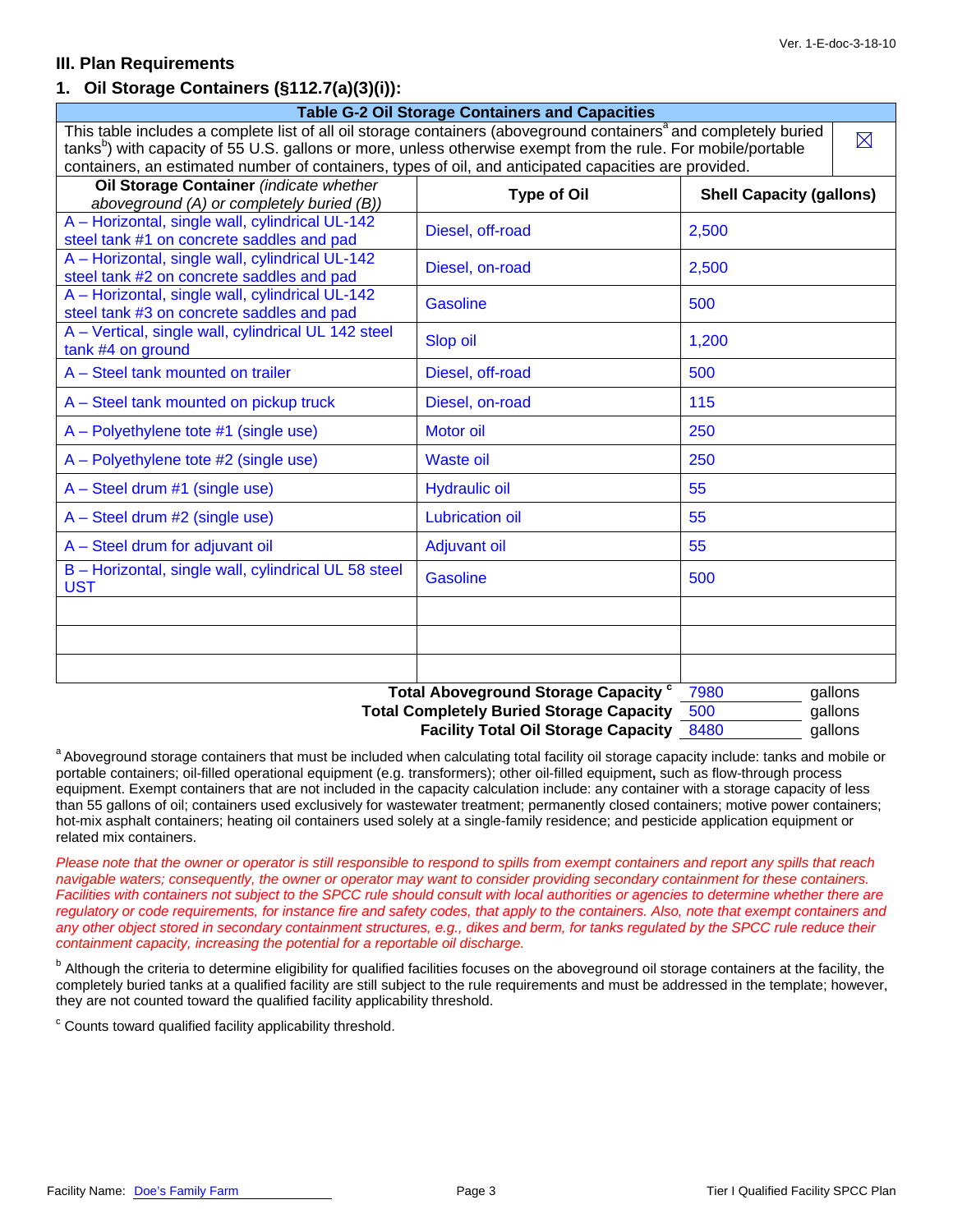## III. Plan Requirements

### 1. Oil Storage Containers (§112.7(a)(3)(i)):

| Table G-2 Oil Storage Containers and Capacities | | |
|---|---|---|
| This table includes a complete list of all oil storage containers (aboveground containers[a] and completely buried tanks[b]) with capacity of 55 U.S. gallons or more, unless otherwise exempt from the rule. For mobile/portable containers, an estimated number of containers, types of oil, and anticipated capacities are provided. | | ☒ |
| **Oil Storage Container** *(indicate whether aboveground (A) or completely buried (B))* | **Type of Oil** | **Shell Capacity (gallons)** |
| A – Horizontal, single wall, cylindrical UL-142 steel tank #1 on concrete saddles and pad | Diesel, off-road | 2,500 |
| A – Horizontal, single wall, cylindrical UL-142 steel tank #2 on concrete saddles and pad | Diesel, on-road | 2,500 |
| A – Horizontal, single wall, cylindrical UL-142 steel tank #3 on concrete saddles and pad | Gasoline | 500 |
| A – Vertical, single wall, cylindrical UL 142 steel tank #4 on ground | Slop oil | 1,200 |
| A – Steel tank mounted on trailer | Diesel, off-road | 500 |
| A – Steel tank mounted on pickup truck | Diesel, on-road | 115 |
| A – Polyethylene tote #1 (single use) | Motor oil | 250 |
| A – Polyethylene tote #2 (single use) | Waste oil | 250 |
| A – Steel drum #1 (single use) | Hydraulic oil | 55 |
| A – Steel drum #2 (single use) | Lubrication oil | 55 |
| A – Steel drum for adjuvant oil | Adjuvant oil | 55 |
| B – Horizontal, single wall, cylindrical UL 58 steel UST | Gasoline | 500 |
| | | |
| | | |
| | | |

**Total Aboveground Storage Capacity** [c] 7980 gallons
**Total Completely Buried Storage Capacity** 500 gallons
**Facility Total Oil Storage Capacity** 8480 gallons

[a] Aboveground storage containers that must be included when calculating total facility oil storage capacity include: tanks and mobile or portable containers; oil-filled operational equipment (e.g. transformers); other oil-filled equipment**,** such as flow-through process equipment. Exempt containers that are not included in the capacity calculation include: any container with a storage capacity of less than 55 gallons of oil; containers used exclusively for wastewater treatment; permanently closed containers; motive power containers; hot-mix asphalt containers; heating oil containers used solely at a single-family residence; and pesticide application equipment or related mix containers.

*Please note that the owner or operator is still responsible to respond to spills from exempt containers and report any spills that reach navigable waters; consequently, the owner or operator may want to consider providing secondary containment for these containers. Facilities with containers not subject to the SPCC rule should consult with local authorities or agencies to determine whether there are regulatory or code requirements, for instance fire and safety codes, that apply to the containers. Also, note that exempt containers and any other object stored in secondary containment structures, e.g., dikes and berm, for tanks regulated by the SPCC rule reduce their containment capacity, increasing the potential for a reportable oil discharge.*

[b] Although the criteria to determine eligibility for qualified facilities focuses on the aboveground oil storage containers at the facility, the completely buried tanks at a qualified facility are still subject to the rule requirements and must be addressed in the template; however, they are not counted toward the qualified facility applicability threshold.

[c] Counts toward qualified facility applicability threshold.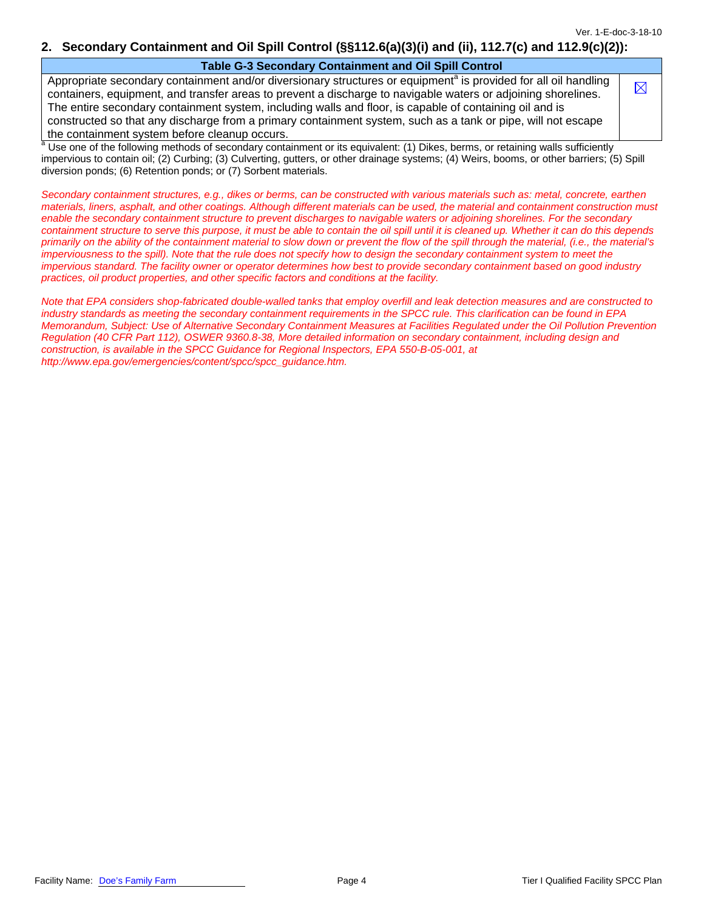## 2. Secondary Containment and Oil Spill Control (§§112.6(a)(3)(i) and (ii), 112.7(c) and 112.9(c)(2)):

| Table G-3 Secondary Containment and Oil Spill Control | |
|---|---|
| Appropriate secondary containment and/or diversionary structures or equipment[a] is provided for all oil handling containers, equipment, and transfer areas to prevent a discharge to navigable waters or adjoining shorelines. The entire secondary containment system, including walls and floor, is capable of containing oil and is constructed so that any discharge from a primary containment system, such as a tank or pipe, will not escape the containment system before cleanup occurs. | ☒ |

[a] Use one of the following methods of secondary containment or its equivalent: (1) Dikes, berms, or retaining walls sufficiently impervious to contain oil; (2) Curbing; (3) Culverting, gutters, or other drainage systems; (4) Weirs, booms, or other barriers; (5) Spill diversion ponds; (6) Retention ponds; or (7) Sorbent materials.

*Secondary containment structures, e.g., dikes or berms, can be constructed with various materials such as: metal, concrete, earthen materials, liners, asphalt, and other coatings. Although different materials can be used, the material and containment construction must enable the secondary containment structure to prevent discharges to navigable waters or adjoining shorelines. For the secondary containment structure to serve this purpose, it must be able to contain the oil spill until it is cleaned up. Whether it can do this depends primarily on the ability of the containment material to slow down or prevent the flow of the spill through the material, (i.e., the material's imperviousness to the spill). Note that the rule does not specify how to design the secondary containment system to meet the impervious standard. The facility owner or operator determines how best to provide secondary containment based on good industry practices, oil product properties, and other specific factors and conditions at the facility.*

*Note that EPA considers shop-fabricated double-walled tanks that employ overfill and leak detection measures and are constructed to industry standards as meeting the secondary containment requirements in the SPCC rule. This clarification can be found in EPA Memorandum, Subject: Use of Alternative Secondary Containment Measures at Facilities Regulated under the Oil Pollution Prevention Regulation (40 CFR Part 112), OSWER 9360.8-38, More detailed information on secondary containment, including design and construction, is available in the SPCC Guidance for Regional Inspectors, EPA 550-B-05-001, at http://www.epa.gov/emergencies/content/spcc/spcc_guidance.htm.*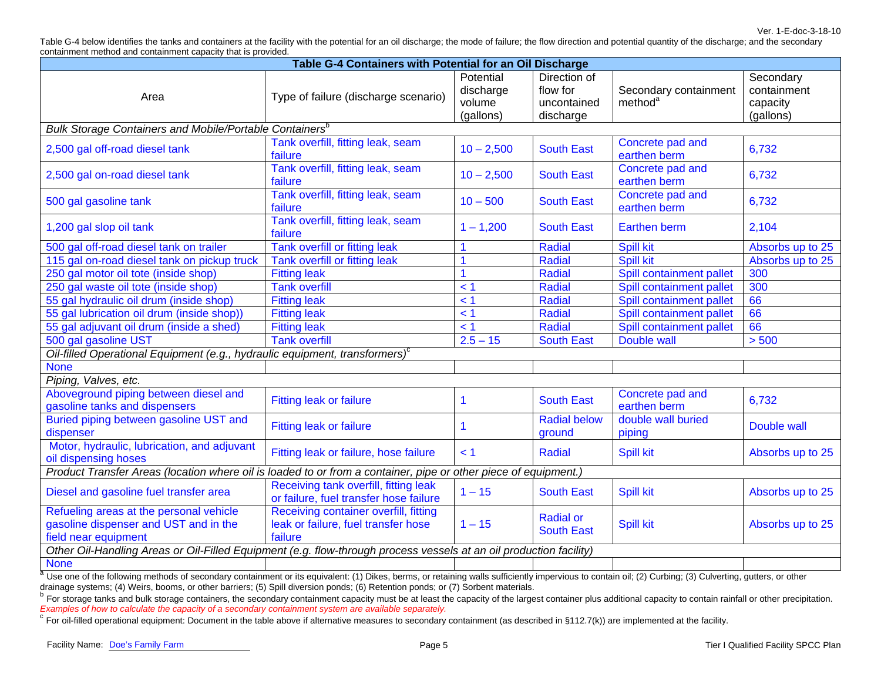Table G-4 below identifies the tanks and containers at the facility with the potential for an oil discharge; the mode of failure; the flow direction and potential quantity of the discharge; and the secondary containment method and containment capacity that is provided.

**Table G-4 Containers with Potential for an Oil Discharge**

| Area | Type of failure (discharge scenario) | Potential discharge volume (gallons) | Direction of flow for uncontained discharge | Secondary containment method[a] | Secondary containment capacity (gallons) |
|---|---|---|---|---|---|
| *Bulk Storage Containers and Mobile/Portable Containers*[b] | | | | | |
| 2,500 gal off-road diesel tank | Tank overfill, fitting leak, seam failure | 10 – 2,500 | South East | Concrete pad and earthen berm | 6,732 |
| 2,500 gal on-road diesel tank | Tank overfill, fitting leak, seam failure | 10 – 2,500 | South East | Concrete pad and earthen berm | 6,732 |
| 500 gal gasoline tank | Tank overfill, fitting leak, seam failure | 10 – 500 | South East | Concrete pad and earthen berm | 6,732 |
| 1,200 gal slop oil tank | Tank overfill, fitting leak, seam failure | 1 – 1,200 | South East | Earthen berm | 2,104 |
| 500 gal off-road diesel tank on trailer | Tank overfill or fitting leak | 1 | Radial | Spill kit | Absorbs up to 25 |
| 115 gal on-road diesel tank on pickup truck | Tank overfill or fitting leak | 1 | Radial | Spill kit | Absorbs up to 25 |
| 250 gal motor oil tote (inside shop) | Fitting leak | 1 | Radial | Spill containment pallet | 300 |
| 250 gal waste oil tote (inside shop) | Tank overfill | < 1 | Radial | Spill containment pallet | 300 |
| 55 gal hydraulic oil drum (inside shop) | Fitting leak | < 1 | Radial | Spill containment pallet | 66 |
| 55 gal lubrication oil drum (inside shop)) | Fitting leak | < 1 | Radial | Spill containment pallet | 66 |
| 55 gal adjuvant oil drum (inside a shed) | Fitting leak | < 1 | Radial | Spill containment pallet | 66 |
| 500 gal gasoline UST | Tank overfill | 2.5 – 15 | South East | Double wall | > 500 |
| *Oil-filled Operational Equipment (e.g., hydraulic equipment, transformers)*[c] | | | | | |
| None | | | | | |
| *Piping, Valves, etc.* | | | | | |
| Aboveground piping between diesel and gasoline tanks and dispensers | Fitting leak or failure | 1 | South East | Concrete pad and earthen berm | 6,732 |
| Buried piping between gasoline UST and dispenser | Fitting leak or failure | 1 | Radial below ground | double wall buried piping | Double wall |
| Motor, hydraulic, lubrication, and adjuvant oil dispensing hoses | Fitting leak or failure, hose failure | < 1 | Radial | Spill kit | Absorbs up to 25 |
| *Product Transfer Areas (location where oil is loaded to or from a container, pipe or other piece of equipment.)* | | | | | |
| Diesel and gasoline fuel transfer area | Receiving tank overfill, fitting leak or failure, fuel transfer hose failure | 1 – 15 | South East | Spill kit | Absorbs up to 25 |
| Refueling areas at the personal vehicle gasoline dispenser and UST and in the field near equipment | Receiving container overfill, fitting leak or failure, fuel transfer hose failure | 1 – 15 | Radial or South East | Spill kit | Absorbs up to 25 |
| *Other Oil-Handling Areas or Oil-Filled Equipment (e.g. flow-through process vessels at an oil production facility)* | | | | | |
| None | | | | | |

[a] Use one of the following methods of secondary containment or its equivalent: (1) Dikes, berms, or retaining walls sufficiently impervious to contain oil; (2) Curbing; (3) Culverting, gutters, or other drainage systems; (4) Weirs, booms, or other barriers; (5) Spill diversion ponds; (6) Retention ponds; or (7) Sorbent materials.

[b] For storage tanks and bulk storage containers, the secondary containment capacity must be at least the capacity of the largest container plus additional capacity to contain rainfall or other precipitation. *Examples of how to calculate the capacity of a secondary containment system are available separately.*

[c] For oil-filled operational equipment: Document in the table above if alternative measures to secondary containment (as described in §112.7(k)) are implemented at the facility.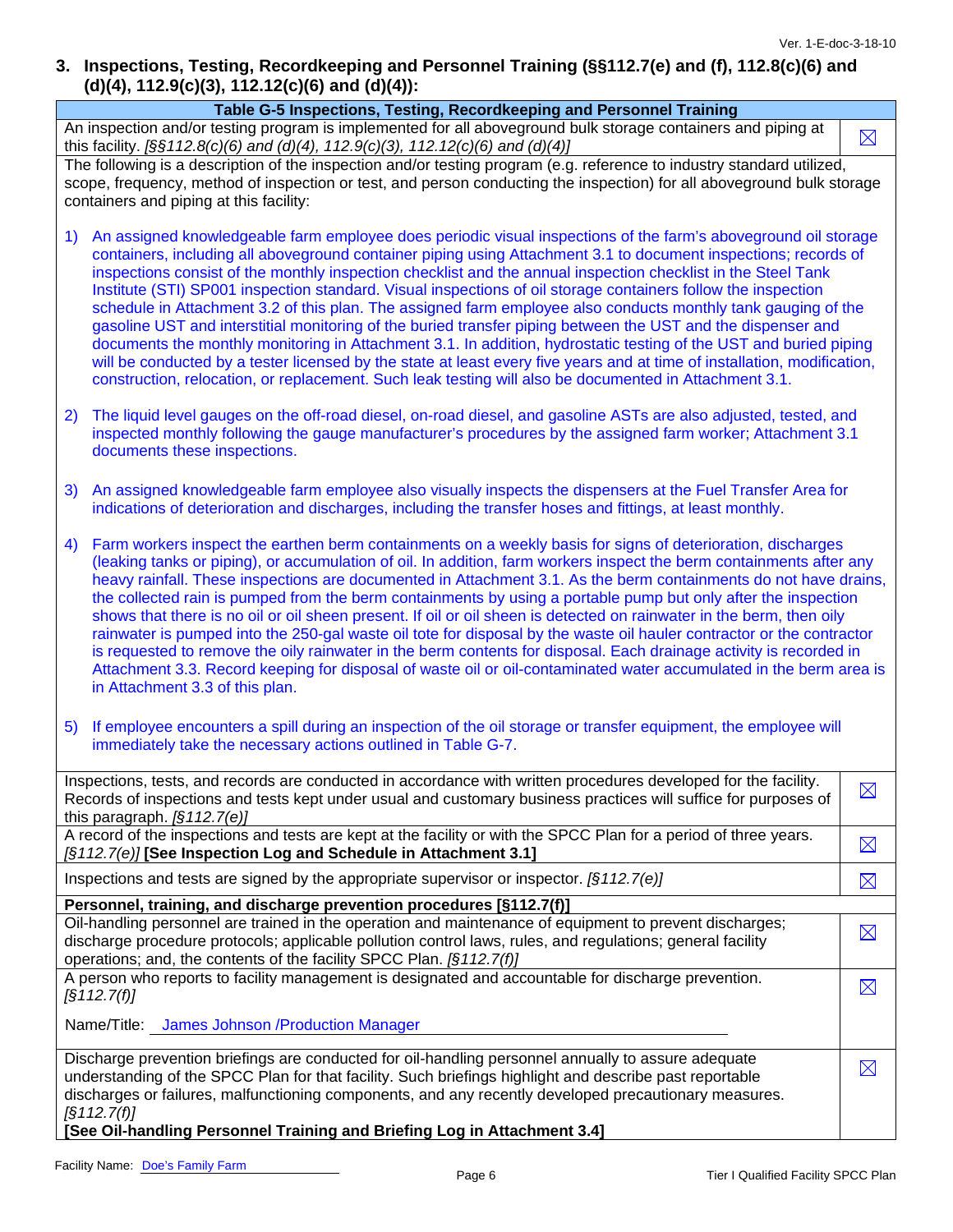## 3. Inspections, Testing, Recordkeeping and Personnel Training (§§112.7(e) and (f), 112.8(c)(6) and (d)(4), 112.9(c)(3), 112.12(c)(6) and (d)(4)):

| Table G-5 Inspections, Testing, Recordkeeping and Personnel Training | |
|---|---|
| An inspection and/or testing program is implemented for all aboveground bulk storage containers and piping at this facility. *[§§112.8(c)(6) and (d)(4), 112.9(c)(3), 112.12(c)(6) and (d)(4)]* | ☒ |
| The following is a description of the inspection and/or testing program (e.g. reference to industry standard utilized, scope, frequency, method of inspection or test, and person conducting the inspection) for all aboveground bulk storage containers and piping at this facility:<br><br>1) An assigned knowledgeable farm employee does periodic visual inspections of the farm's aboveground oil storage containers, including all aboveground container piping using Attachment 3.1 to document inspections; records of inspections consist of the monthly inspection checklist and the annual inspection checklist in the Steel Tank Institute (STI) SP001 inspection standard. Visual inspections of oil storage containers follow the inspection schedule in Attachment 3.2 of this plan. The assigned farm employee also conducts monthly tank gauging of the gasoline UST and interstitial monitoring of the buried transfer piping between the UST and the dispenser and documents the monthly monitoring in Attachment 3.1. In addition, hydrostatic testing of the UST and buried piping will be conducted by a tester licensed by the state at least every five years and at time of installation, modification, construction, relocation, or replacement. Such leak testing will also be documented in Attachment 3.1.<br><br>2) The liquid level gauges on the off-road diesel, on-road diesel, and gasoline ASTs are also adjusted, tested, and inspected monthly following the gauge manufacturer's procedures by the assigned farm worker; Attachment 3.1 documents these inspections.<br><br>3) An assigned knowledgeable farm employee also visually inspects the dispensers at the Fuel Transfer Area for indications of deterioration and discharges, including the transfer hoses and fittings, at least monthly.<br><br>4) Farm workers inspect the earthen berm containments on a weekly basis for signs of deterioration, discharges (leaking tanks or piping), or accumulation of oil. In addition, farm workers inspect the berm containments after any heavy rainfall. These inspections are documented in Attachment 3.1. As the berm containments do not have drains, the collected rain is pumped from the berm containments by using a portable pump but only after the inspection shows that there is no oil or oil sheen present. If oil or oil sheen is detected on rainwater in the berm, then oily rainwater is pumped into the 250-gal waste oil tote for disposal by the waste oil hauler contractor or the contractor is requested to remove the oily rainwater in the berm contents for disposal. Each drainage activity is recorded in Attachment 3.3. Record keeping for disposal of waste oil or oil-contaminated water accumulated in the berm area is in Attachment 3.3 of this plan.<br><br>5) If employee encounters a spill during an inspection of the oil storage or transfer equipment, the employee will immediately take the necessary actions outlined in Table G-7. | |
| Inspections, tests, and records are conducted in accordance with written procedures developed for the facility. Records of inspections and tests kept under usual and customary business practices will suffice for purposes of this paragraph. *[§112.7(e)]* | ☒ |
| A record of the inspections and tests are kept at the facility or with the SPCC Plan for a period of three years. *[§112.7(e)]* **[See Inspection Log and Schedule in Attachment 3.1]** | ☒ |
| Inspections and tests are signed by the appropriate supervisor or inspector. *[§112.7(e)]* | ☒ |
| **Personnel, training, and discharge prevention procedures [§112.7(f)]** | |
| Oil-handling personnel are trained in the operation and maintenance of equipment to prevent discharges; discharge procedure protocols; applicable pollution control laws, rules, and regulations; general facility operations; and, the contents of the facility SPCC Plan. *[§112.7(f)]* | ☒ |
| A person who reports to facility management is designated and accountable for discharge prevention. *[§112.7(f)]*<br><br>Name/Title: James Johnson /Production Manager | ☒ |
| Discharge prevention briefings are conducted for oil-handling personnel annually to assure adequate understanding of the SPCC Plan for that facility. Such briefings highlight and describe past reportable discharges or failures, malfunctioning components, and any recently developed precautionary measures. *[§112.7(f)]*<br>**[See Oil-handling Personnel Training and Briefing Log in Attachment 3.4]** | ☒ |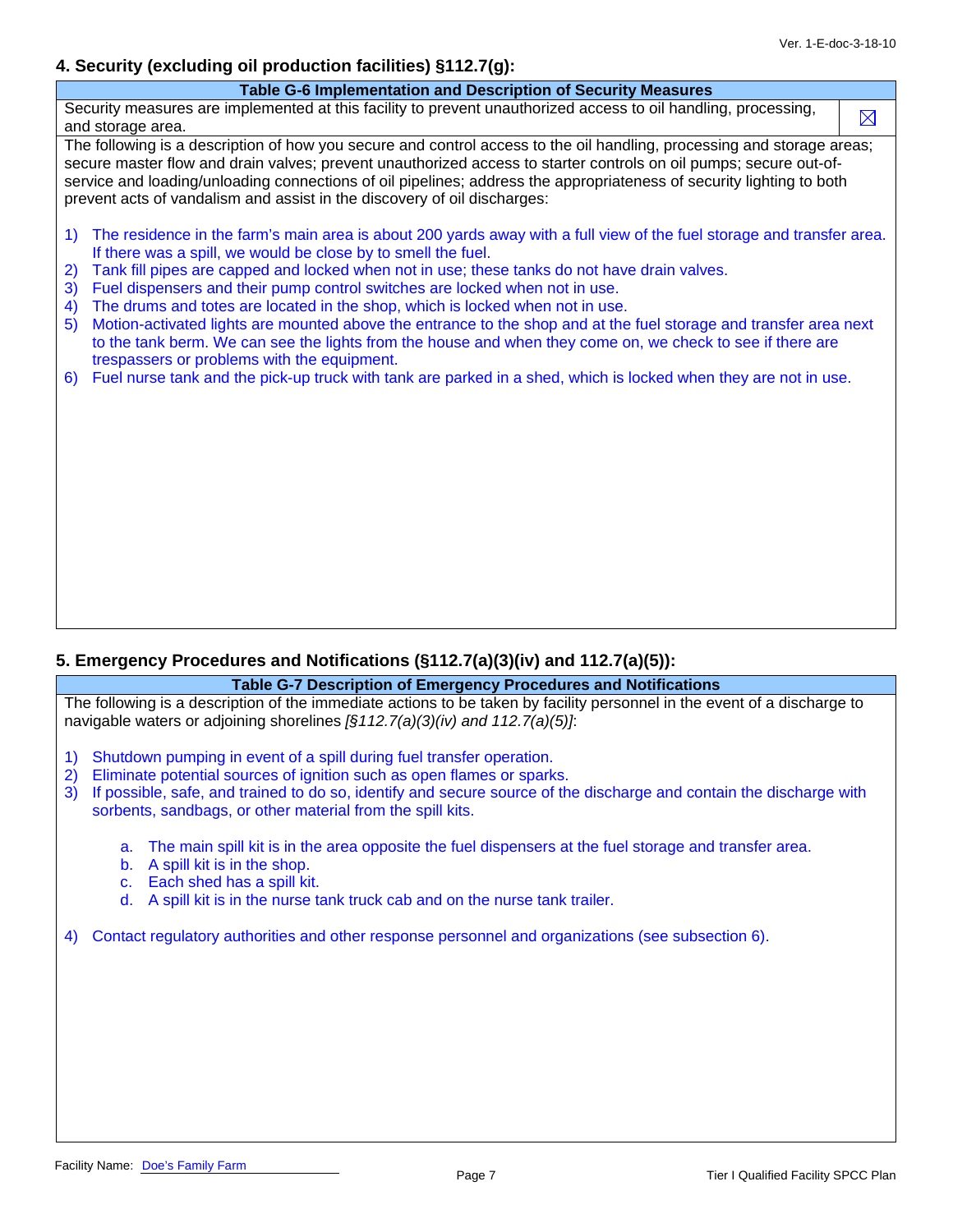## 4. Security (excluding oil production facilities) §112.7(g):

| Table G-6 Implementation and Description of Security Measures | |
|---|---|
| Security measures are implemented at this facility to prevent unauthorized access to oil handling, processing, and storage area. | ☒ |

The following is a description of how you secure and control access to the oil handling, processing and storage areas; secure master flow and drain valves; prevent unauthorized access to starter controls on oil pumps; secure out-of-service and loading/unloading connections of oil pipelines; address the appropriateness of security lighting to both prevent acts of vandalism and assist in the discovery of oil discharges:

1) The residence in the farm's main area is about 200 yards away with a full view of the fuel storage and transfer area. If there was a spill, we would be close by to smell the fuel.
2) Tank fill pipes are capped and locked when not in use; these tanks do not have drain valves.
3) Fuel dispensers and their pump control switches are locked when not in use.
4) The drums and totes are located in the shop, which is locked when not in use.
5) Motion-activated lights are mounted above the entrance to the shop and at the fuel storage and transfer area next to the tank berm. We can see the lights from the house and when they come on, we check to see if there are trespassers or problems with the equipment.
6) Fuel nurse tank and the pick-up truck with tank are parked in a shed, which is locked when they are not in use.

## 5. Emergency Procedures and Notifications (§112.7(a)(3)(iv) and 112.7(a)(5)):

**Table G-7 Description of Emergency Procedures and Notifications**

The following is a description of the immediate actions to be taken by facility personnel in the event of a discharge to navigable waters or adjoining shorelines *[§112.7(a)(3)(iv) and 112.7(a)(5)]*:

1) Shutdown pumping in event of a spill during fuel transfer operation.
2) Eliminate potential sources of ignition such as open flames or sparks.
3) If possible, safe, and trained to do so, identify and secure source of the discharge and contain the discharge with sorbents, sandbags, or other material from the spill kits.
    a. The main spill kit is in the area opposite the fuel dispensers at the fuel storage and transfer area.
    b. A spill kit is in the shop.
    c. Each shed has a spill kit.
    d. A spill kit is in the nurse tank truck cab and on the nurse tank trailer.
4) Contact regulatory authorities and other response personnel and organizations (see subsection 6).

Facility Name: Doe's Family Farm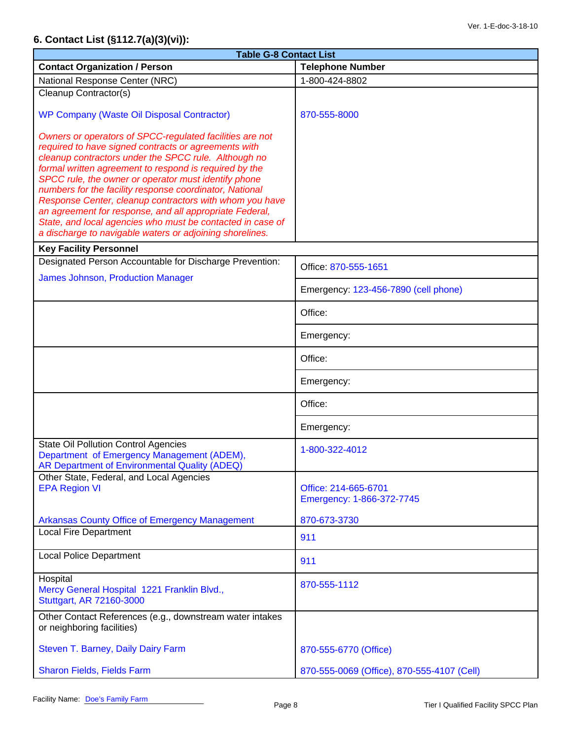## 6. Contact List (§112.7(a)(3)(vi)):

| Table G-8 Contact List | |
|---|---|
| **Contact Organization / Person** | **Telephone Number** |
| National Response Center (NRC) | 1-800-424-8802 |
| Cleanup Contractor(s)<br><br>WP Company (Waste Oil Disposal Contractor)<br><br>*Owners or operators of SPCC-regulated facilities are not required to have signed contracts or agreements with cleanup contractors under the SPCC rule. Although no formal written agreement to respond is required by the SPCC rule, the owner or operator must identify phone numbers for the facility response coordinator, National Response Center, cleanup contractors with whom you have an agreement for response, and all appropriate Federal, State, and local agencies who must be contacted in case of a discharge to navigable waters or adjoining shorelines.* | <br><br>870-555-8000 |
| **Key Facility Personnel** | |
| Designated Person Accountable for Discharge Prevention:<br>James Johnson, Production Manager | Office: 870-555-1651<br>Emergency: 123-456-7890 (cell phone) |
| | Office:<br>Emergency: |
| | Office:<br>Emergency: |
| | Office:<br>Emergency: |
| State Oil Pollution Control Agencies<br>Department of Emergency Management (ADEM),<br>AR Department of Environmental Quality (ADEQ) | 1-800-322-4012 |
| Other State, Federal, and Local Agencies<br>EPA Region VI<br><br>Arkansas County Office of Emergency Management | Office: 214-665-6701<br>Emergency: 1-866-372-7745<br><br>870-673-3730 |
| Local Fire Department | 911 |
| Local Police Department | 911 |
| Hospital<br>Mercy General Hospital 1221 Franklin Blvd.,<br>Stuttgart, AR 72160-3000 | 870-555-1112 |
| Other Contact References (e.g., downstream water intakes or neighboring facilities)<br><br>Steven T. Barney, Daily Dairy Farm<br><br>Sharon Fields, Fields Farm | <br><br>870-555-6770 (Office)<br><br>870-555-0069 (Office), 870-555-4107 (Cell) |

Facility Name: Doe's Family Farm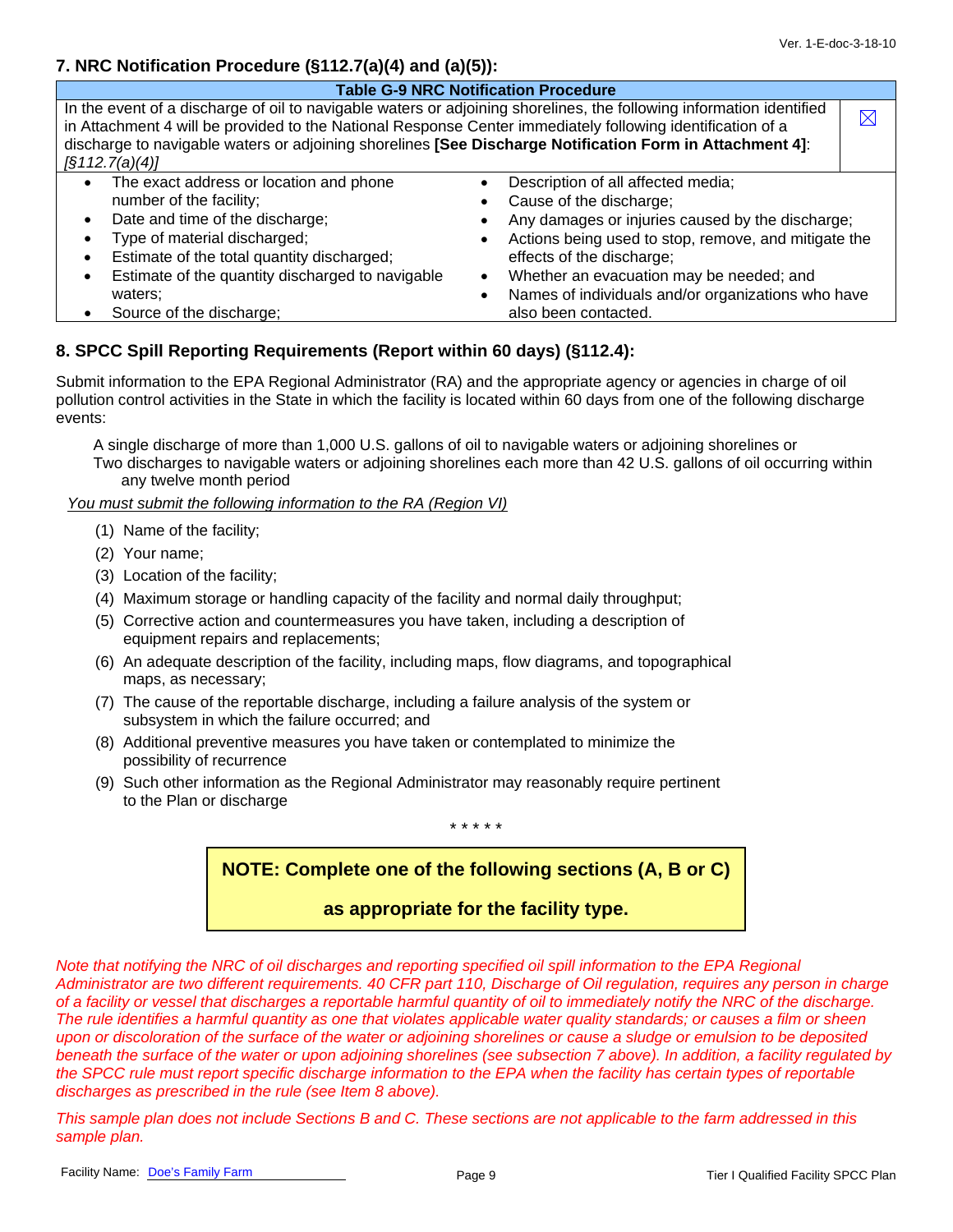## 7. NRC Notification Procedure (§112.7(a)(4) and (a)(5)):

| Table G-9 NRC Notification Procedure | |
|---|---|
| In the event of a discharge of oil to navigable waters or adjoining shorelines, the following information identified in Attachment 4 will be provided to the National Response Center immediately following identification of a discharge to navigable waters or adjoining shorelines **[See Discharge Notification Form in Attachment 4]**: *[§112.7(a)(4)]* | ☒ |

- The exact address or location and phone number of the facility;
- Date and time of the discharge;
- Type of material discharged;
- Estimate of the total quantity discharged;
- Estimate of the quantity discharged to navigable waters;
- Source of the discharge;
- Description of all affected media;
- Cause of the discharge;
- Any damages or injuries caused by the discharge;
- Actions being used to stop, remove, and mitigate the effects of the discharge;
- Whether an evacuation may be needed; and
- Names of individuals and/or organizations who have also been contacted.

## 8. SPCC Spill Reporting Requirements (Report within 60 days) (§112.4):

Submit information to the EPA Regional Administrator (RA) and the appropriate agency or agencies in charge of oil pollution control activities in the State in which the facility is located within 60 days from one of the following discharge events:

A single discharge of more than 1,000 U.S. gallons of oil to navigable waters or adjoining shorelines or
Two discharges to navigable waters or adjoining shorelines each more than 42 U.S. gallons of oil occurring within any twelve month period

*You must submit the following information to the RA (Region VI)*

(1) Name of the facility;
(2) Your name;
(3) Location of the facility;
(4) Maximum storage or handling capacity of the facility and normal daily throughput;
(5) Corrective action and countermeasures you have taken, including a description of equipment repairs and replacements;
(6) An adequate description of the facility, including maps, flow diagrams, and topographical maps, as necessary;
(7) The cause of the reportable discharge, including a failure analysis of the system or subsystem in which the failure occurred; and
(8) Additional preventive measures you have taken or contemplated to minimize the possibility of recurrence
(9) Such other information as the Regional Administrator may reasonably require pertinent to the Plan or discharge

\* \* \* \* \*

**NOTE: Complete one of the following sections (A, B or C) as appropriate for the facility type.**

*Note that notifying the NRC of oil discharges and reporting specified oil spill information to the EPA Regional Administrator are two different requirements. 40 CFR part 110, Discharge of Oil regulation, requires any person in charge of a facility or vessel that discharges a reportable harmful quantity of oil to immediately notify the NRC of the discharge. The rule identifies a harmful quantity as one that violates applicable water quality standards; or causes a film or sheen upon or discoloration of the surface of the water or adjoining shorelines or cause a sludge or emulsion to be deposited beneath the surface of the water or upon adjoining shorelines (see subsection 7 above). In addition, a facility regulated by the SPCC rule must report specific discharge information to the EPA when the facility has certain types of reportable discharges as prescribed in the rule (see Item 8 above).*

*This sample plan does not include Sections B and C. These sections are not applicable to the farm addressed in this sample plan.*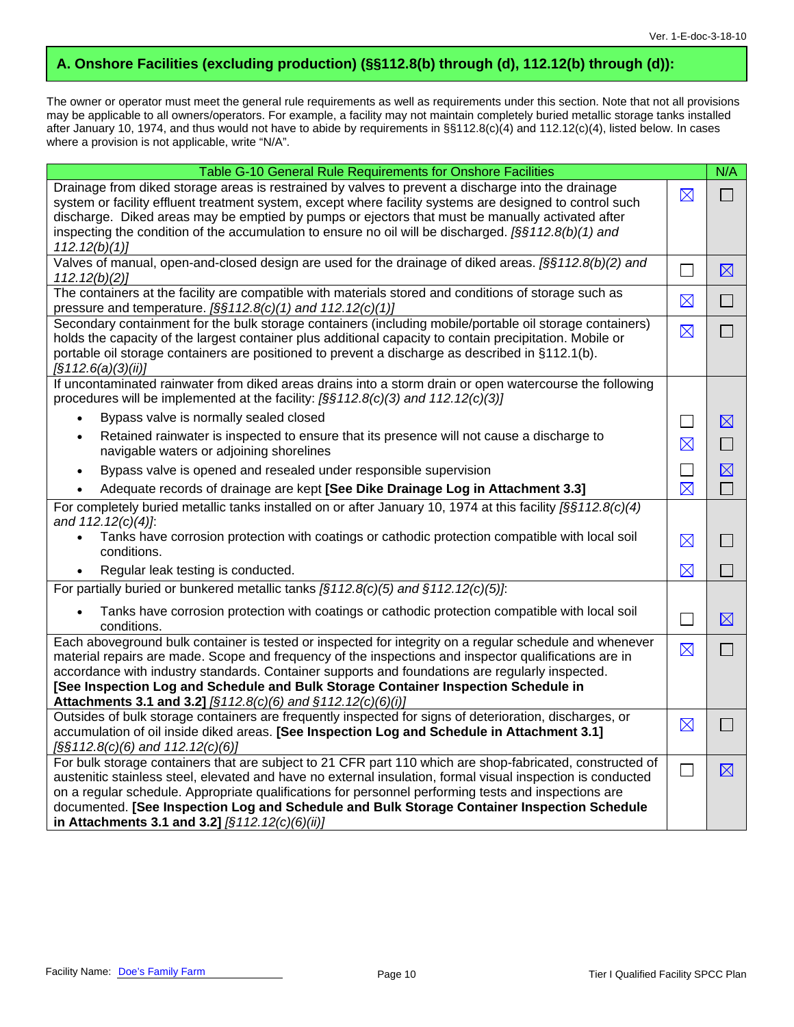## A. Onshore Facilities (excluding production) (§§112.8(b) through (d), 112.12(b) through (d)):

The owner or operator must meet the general rule requirements as well as requirements under this section. Note that not all provisions may be applicable to all owners/operators. For example, a facility may not maintain completely buried metallic storage tanks installed after January 10, 1974, and thus would not have to abide by requirements in §§112.8(c)(4) and 112.12(c)(4), listed below. In cases where a provision is not applicable, write "N/A".

| Table G-10 General Rule Requirements for Onshore Facilities | | N/A |
|---|---|---|
| Drainage from diked storage areas is restrained by valves to prevent a discharge into the drainage system or facility effluent treatment system, except where facility systems are designed to control such discharge. Diked areas may be emptied by pumps or ejectors that must be manually activated after inspecting the condition of the accumulation to ensure no oil will be discharged. *[§§112.8(b)(1) and 112.12(b)(1)]* | ☒ | ☐ |
| Valves of manual, open-and-closed design are used for the drainage of diked areas. *[§§112.8(b)(2) and 112.12(b)(2)]* | ☐ | ☒ |
| The containers at the facility are compatible with materials stored and conditions of storage such as pressure and temperature. *[§§112.8(c)(1) and 112.12(c)(1)]* | ☒ | ☐ |
| Secondary containment for the bulk storage containers (including mobile/portable oil storage containers) holds the capacity of the largest container plus additional capacity to contain precipitation. Mobile or portable oil storage containers are positioned to prevent a discharge as described in §112.1(b). *[§112.6(a)(3)(ii)]* | ☒ | ☐ |
| If uncontaminated rainwater from diked areas drains into a storm drain or open watercourse the following procedures will be implemented at the facility: *[§§112.8(c)(3) and 112.12(c)(3)]* | | |
| • Bypass valve is normally sealed closed | ☐ | ☒ |
| • Retained rainwater is inspected to ensure that its presence will not cause a discharge to navigable waters or adjoining shorelines | ☒ | ☐ |
| • Bypass valve is opened and resealed under responsible supervision | ☐ | ☒ |
| • Adequate records of drainage are kept **[See Dike Drainage Log in Attachment 3.3]** | ☒ | ☐ |
| For completely buried metallic tanks installed on or after January 10, 1974 at this facility *[§§112.8(c)(4) and 112.12(c)(4)]*: | | |
| • Tanks have corrosion protection with coatings or cathodic protection compatible with local soil conditions. | ☒ | ☐ |
| • Regular leak testing is conducted. | ☒ | ☐ |
| For partially buried or bunkered metallic tanks *[§112.8(c)(5) and §112.12(c)(5)]*: | | |
| • Tanks have corrosion protection with coatings or cathodic protection compatible with local soil conditions. | ☐ | ☒ |
| Each aboveground bulk container is tested or inspected for integrity on a regular schedule and whenever material repairs are made. Scope and frequency of the inspections and inspector qualifications are in accordance with industry standards. Container supports and foundations are regularly inspected. **[See Inspection Log and Schedule and Bulk Storage Container Inspection Schedule in Attachments 3.1 and 3.2]** *[§112.8(c)(6) and §112.12(c)(6)(i)]* | ☒ | ☐ |
| Outsides of bulk storage containers are frequently inspected for signs of deterioration, discharges, or accumulation of oil inside diked areas. **[See Inspection Log and Schedule in Attachment 3.1]** *[§§112.8(c)(6) and 112.12(c)(6)]* | ☒ | ☐ |
| For bulk storage containers that are subject to 21 CFR part 110 which are shop-fabricated, constructed of austenitic stainless steel, elevated and have no external insulation, formal visual inspection is conducted on a regular schedule. Appropriate qualifications for personnel performing tests and inspections are documented. **[See Inspection Log and Schedule and Bulk Storage Container Inspection Schedule in Attachments 3.1 and 3.2]** *[§112.12(c)(6)(ii)]* | ☐ | ☒ |

Facility Name: Doe's Family Farm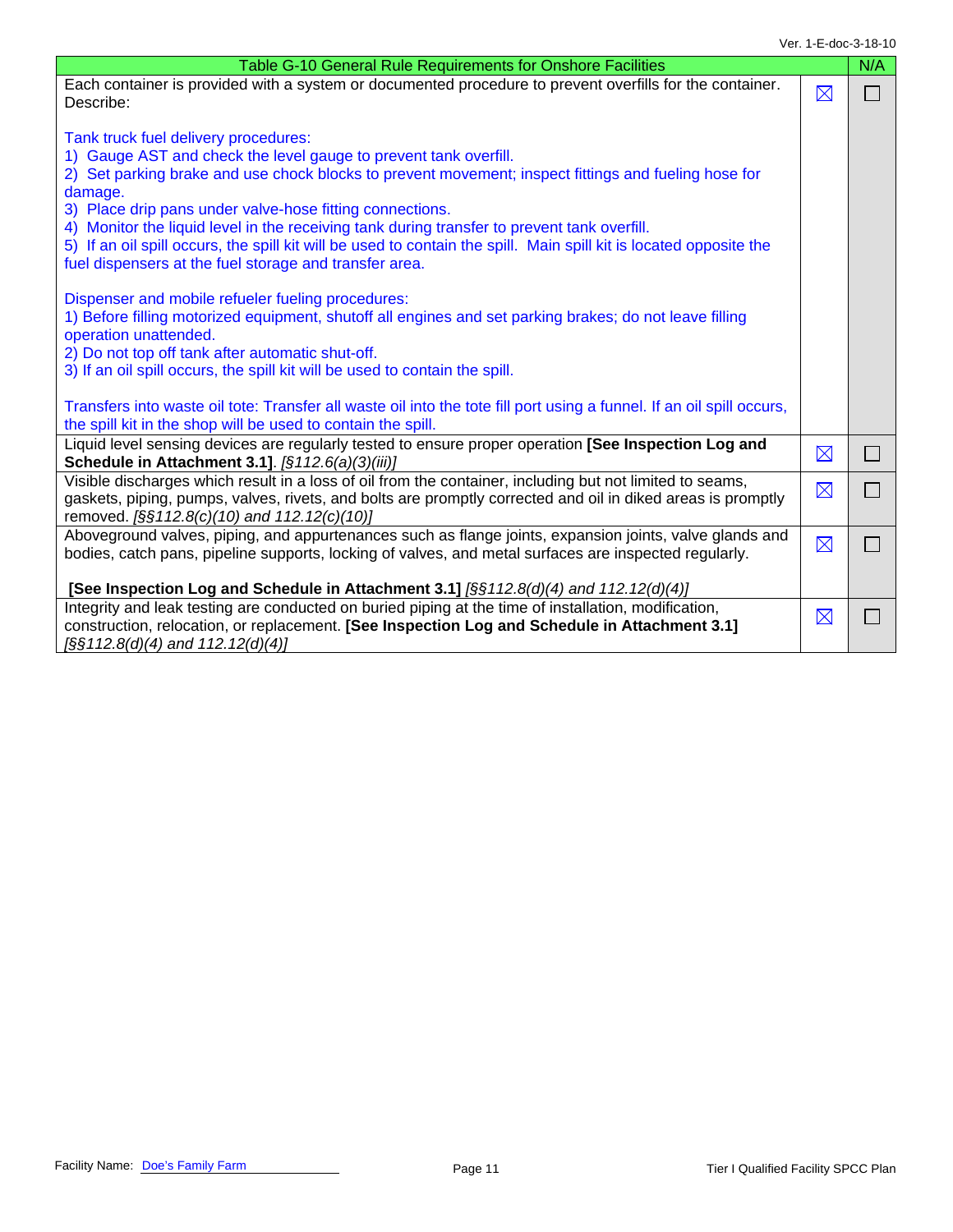| Table G-10 General Rule Requirements for Onshore Facilities | | N/A |
|---|---|---|
| Each container is provided with a system or documented procedure to prevent overfills for the container. Describe:<br><br>Tank truck fuel delivery procedures:<br>1) Gauge AST and check the level gauge to prevent tank overfill.<br>2) Set parking brake and use chock blocks to prevent movement; inspect fittings and fueling hose for damage.<br>3) Place drip pans under valve-hose fitting connections.<br>4) Monitor the liquid level in the receiving tank during transfer to prevent tank overfill.<br>5) If an oil spill occurs, the spill kit will be used to contain the spill. Main spill kit is located opposite the fuel dispensers at the fuel storage and transfer area.<br><br>Dispenser and mobile refueler fueling procedures:<br>1) Before filling motorized equipment, shutoff all engines and set parking brakes; do not leave filling operation unattended.<br>2) Do not top off tank after automatic shut-off.<br>3) If an oil spill occurs, the spill kit will be used to contain the spill.<br><br>Transfers into waste oil tote: Transfer all waste oil into the tote fill port using a funnel. If an oil spill occurs, the spill kit in the shop will be used to contain the spill. | ☒ | ☐ |
| Liquid level sensing devices are regularly tested to ensure proper operation **[See Inspection Log and Schedule in Attachment 3.1]**. *[§112.6(a)(3)(iii)]* | ☒ | ☐ |
| Visible discharges which result in a loss of oil from the container, including but not limited to seams, gaskets, piping, pumps, valves, rivets, and bolts are promptly corrected and oil in diked areas is promptly removed. *[§§112.8(c)(10) and 112.12(c)(10)]* | ☒ | ☐ |
| Aboveground valves, piping, and appurtenances such as flange joints, expansion joints, valve glands and bodies, catch pans, pipeline supports, locking of valves, and metal surfaces are inspected regularly.<br><br>**[See Inspection Log and Schedule in Attachment 3.1]** *[§§112.8(d)(4) and 112.12(d)(4)]* | ☒ | ☐ |
| Integrity and leak testing are conducted on buried piping at the time of installation, modification, construction, relocation, or replacement. **[See Inspection Log and Schedule in Attachment 3.1]** *[§§112.8(d)(4) and 112.12(d)(4)]* | ☒ | ☐ |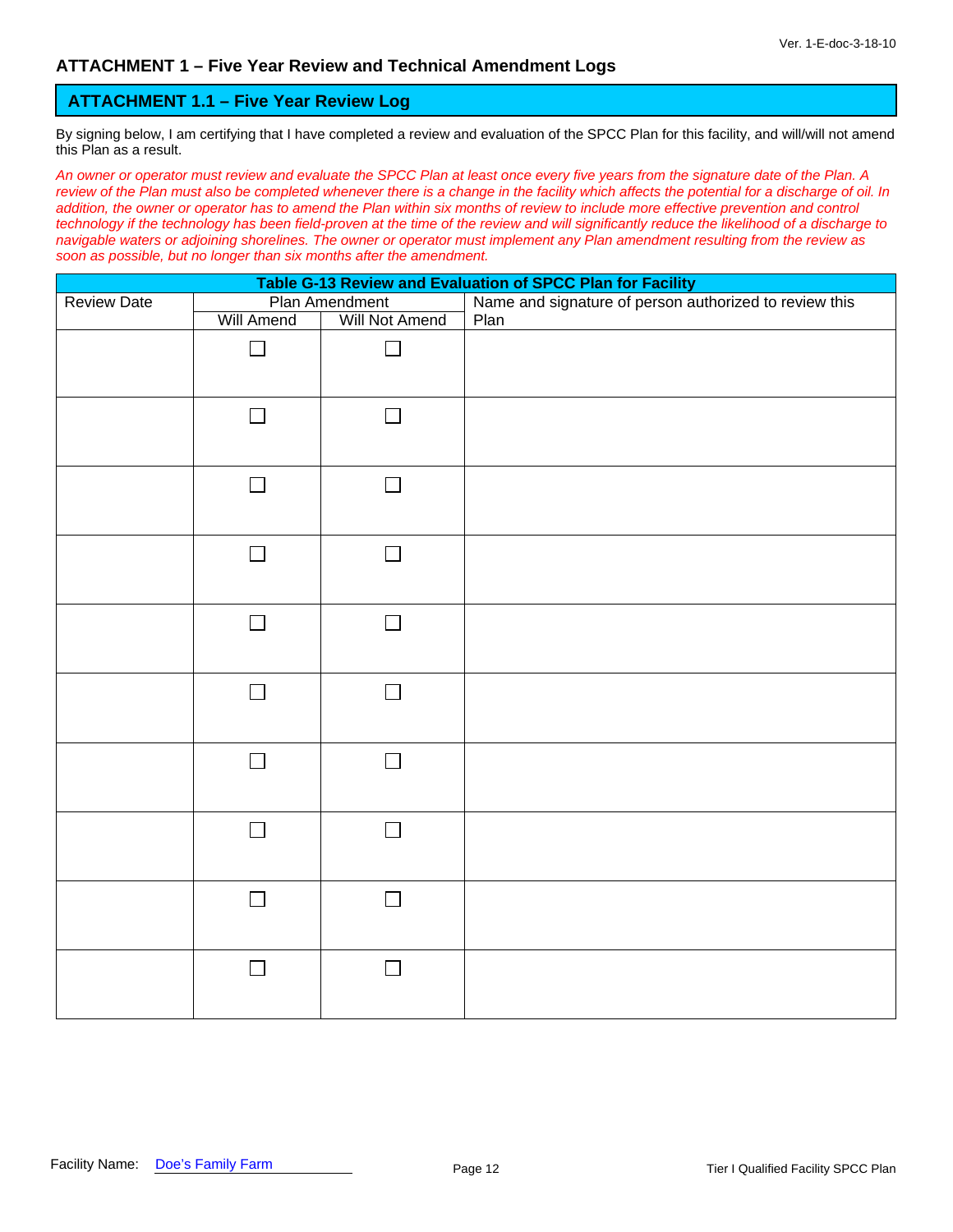Ver. 1-E-doc-3-18-10

# ATTACHMENT 1 – Five Year Review and Technical Amendment Logs

## ATTACHMENT 1.1 – Five Year Review Log

By signing below, I am certifying that I have completed a review and evaluation of the SPCC Plan for this facility, and will/will not amend this Plan as a result.

*An owner or operator must review and evaluate the SPCC Plan at least once every five years from the signature date of the Plan. A review of the Plan must also be completed whenever there is a change in the facility which affects the potential for a discharge of oil. In addition, the owner or operator has to amend the Plan within six months of review to include more effective prevention and control technology if the technology has been field-proven at the time of the review and will significantly reduce the likelihood of a discharge to navigable waters or adjoining shorelines. The owner or operator must implement any Plan amendment resulting from the review as soon as possible, but no longer than six months after the amendment.*

| Table G-13 Review and Evaluation of SPCC Plan for Facility | | | |
|---|---|---|---|
| Review Date | Plan Amendment | | Name and signature of person authorized to review this Plan |
| | Will Amend | Will Not Amend | |
| | ☐ | ☐ | |
| | ☐ | ☐ | |
| | ☐ | ☐ | |
| | ☐ | ☐ | |
| | ☐ | ☐ | |
| | ☐ | ☐ | |
| | ☐ | ☐ | |
| | ☐ | ☐ | |
| | ☐ | ☐ | |
| | ☐ | ☐ | |

Facility Name: Doe's Family Farm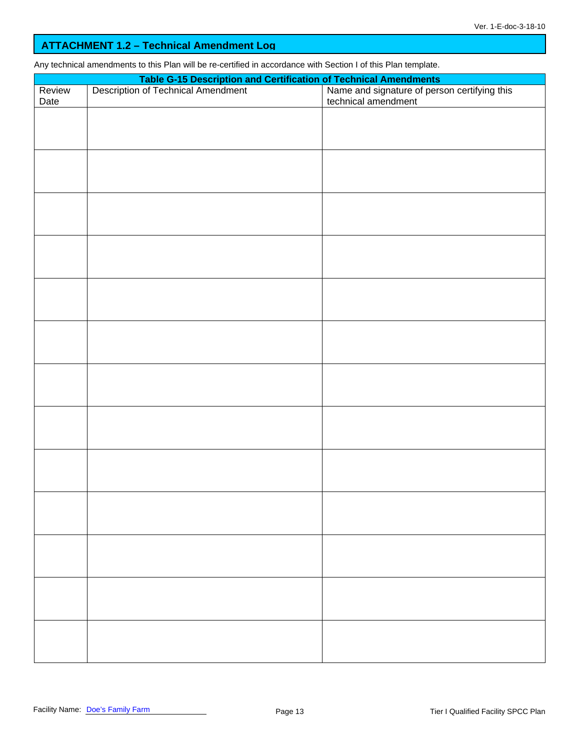## ATTACHMENT 1.2 – Technical Amendment Log

Any technical amendments to this Plan will be re-certified in accordance with Section I of this Plan template.

**Table G-15 Description and Certification of Technical Amendments**

| Review Date | Description of Technical Amendment | Name and signature of person certifying this technical amendment |
|---|---|---|
| | | |
| | | |
| | | |
| | | |
| | | |
| | | |
| | | |
| | | |
| | | |
| | | |
| | | |
| | | |
| | | |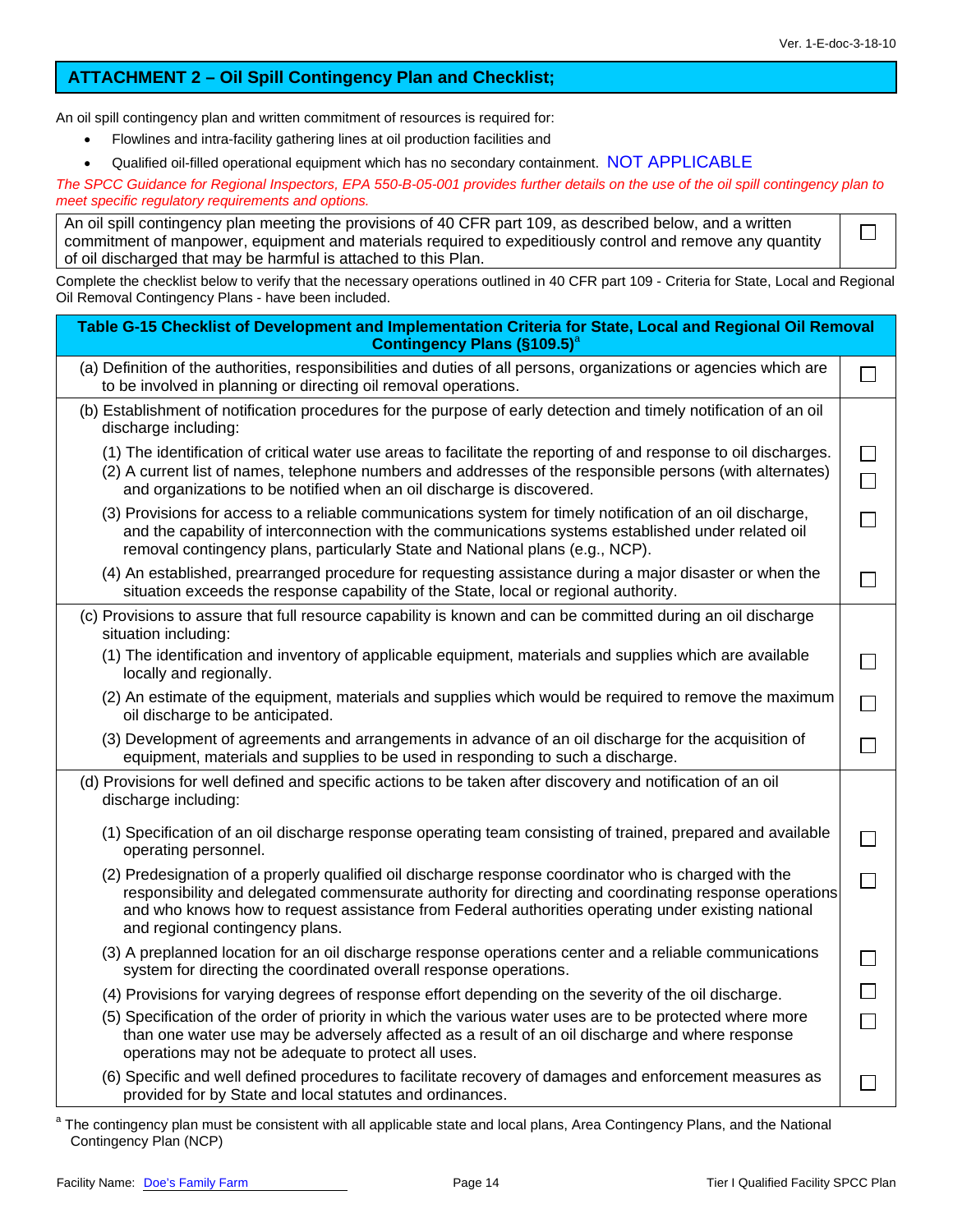## ATTACHMENT 2 – Oil Spill Contingency Plan and Checklist;

An oil spill contingency plan and written commitment of resources is required for:

- Flowlines and intra-facility gathering lines at oil production facilities and
- Qualified oil-filled operational equipment which has no secondary containment. NOT APPLICABLE

*The SPCC Guidance for Regional Inspectors, EPA 550-B-05-001 provides further details on the use of the oil spill contingency plan to meet specific regulatory requirements and options.*

| | |
|---|---|
| An oil spill contingency plan meeting the provisions of 40 CFR part 109, as described below, and a written commitment of manpower, equipment and materials required to expeditiously control and remove any quantity of oil discharged that may be harmful is attached to this Plan. | ☐ |

Complete the checklist below to verify that the necessary operations outlined in 40 CFR part 109 - Criteria for State, Local and Regional Oil Removal Contingency Plans - have been included.

| **Table G-15 Checklist of Development and Implementation Criteria for State, Local and Regional Oil Removal Contingency Plans (§109.5)**[a] | |
|---|---|
| (a) Definition of the authorities, responsibilities and duties of all persons, organizations or agencies which are to be involved in planning or directing oil removal operations. | ☐ |
| (b) Establishment of notification procedures for the purpose of early detection and timely notification of an oil discharge including: | |
| (1) The identification of critical water use areas to facilitate the reporting of and response to oil discharges. | ☐ |
| (2) A current list of names, telephone numbers and addresses of the responsible persons (with alternates) and organizations to be notified when an oil discharge is discovered. | ☐ |
| (3) Provisions for access to a reliable communications system for timely notification of an oil discharge, and the capability of interconnection with the communications systems established under related oil removal contingency plans, particularly State and National plans (e.g., NCP). | ☐ |
| (4) An established, prearranged procedure for requesting assistance during a major disaster or when the situation exceeds the response capability of the State, local or regional authority. | ☐ |
| (c) Provisions to assure that full resource capability is known and can be committed during an oil discharge situation including: | |
| (1) The identification and inventory of applicable equipment, materials and supplies which are available locally and regionally. | ☐ |
| (2) An estimate of the equipment, materials and supplies which would be required to remove the maximum oil discharge to be anticipated. | ☐ |
| (3) Development of agreements and arrangements in advance of an oil discharge for the acquisition of equipment, materials and supplies to be used in responding to such a discharge. | ☐ |
| (d) Provisions for well defined and specific actions to be taken after discovery and notification of an oil discharge including: | |
| (1) Specification of an oil discharge response operating team consisting of trained, prepared and available operating personnel. | ☐ |
| (2) Predesignation of a properly qualified oil discharge response coordinator who is charged with the responsibility and delegated commensurate authority for directing and coordinating response operations and who knows how to request assistance from Federal authorities operating under existing national and regional contingency plans. | ☐ |
| (3) A preplanned location for an oil discharge response operations center and a reliable communications system for directing the coordinated overall response operations. | ☐ |
| (4) Provisions for varying degrees of response effort depending on the severity of the oil discharge. | ☐ |
| (5) Specification of the order of priority in which the various water uses are to be protected where more than one water use may be adversely affected as a result of an oil discharge and where response operations may not be adequate to protect all uses. | ☐ |
| (6) Specific and well defined procedures to facilitate recovery of damages and enforcement measures as provided for by State and local statutes and ordinances. | ☐ |

[a] The contingency plan must be consistent with all applicable state and local plans, Area Contingency Plans, and the National Contingency Plan (NCP)

Facility Name: Doe's Family Farm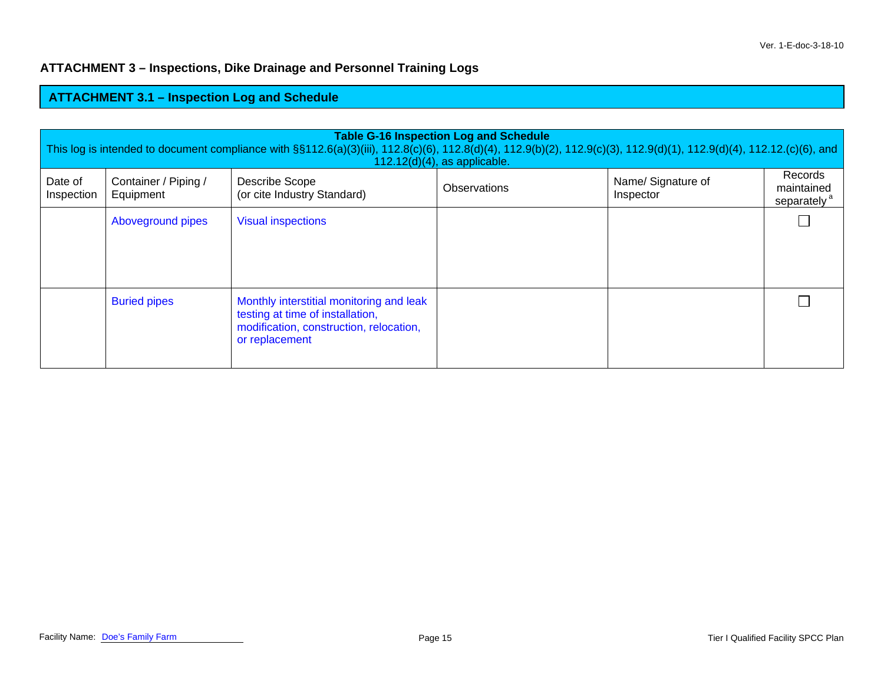Ver. 1-E-doc-3-18-10

## ATTACHMENT 3 – Inspections, Dike Drainage and Personnel Training Logs

### ATTACHMENT 3.1 – Inspection Log and Schedule

**Table G-16 Inspection Log and Schedule**

This log is intended to document compliance with §§112.6(a)(3)(iii), 112.8(c)(6), 112.8(d)(4), 112.9(b)(2), 112.9(c)(3), 112.9(d)(1), 112.9(d)(4), 112.12.(c)(6), and 112.12(d)(4), as applicable.

| Date of Inspection | Container / Piping / Equipment | Describe Scope (or cite Industry Standard) | Observations | Name/ Signature of Inspector | Records maintained separately [a] |
|---|---|---|---|---|---|
| | Aboveground pipes | Visual inspections | | | ☐ |
| | Buried pipes | Monthly interstitial monitoring and leak testing at time of installation, modification, construction, relocation, or replacement | | | ☐ |

Facility Name: Doe's Family Farm

Tier I Qualified Facility SPCC Plan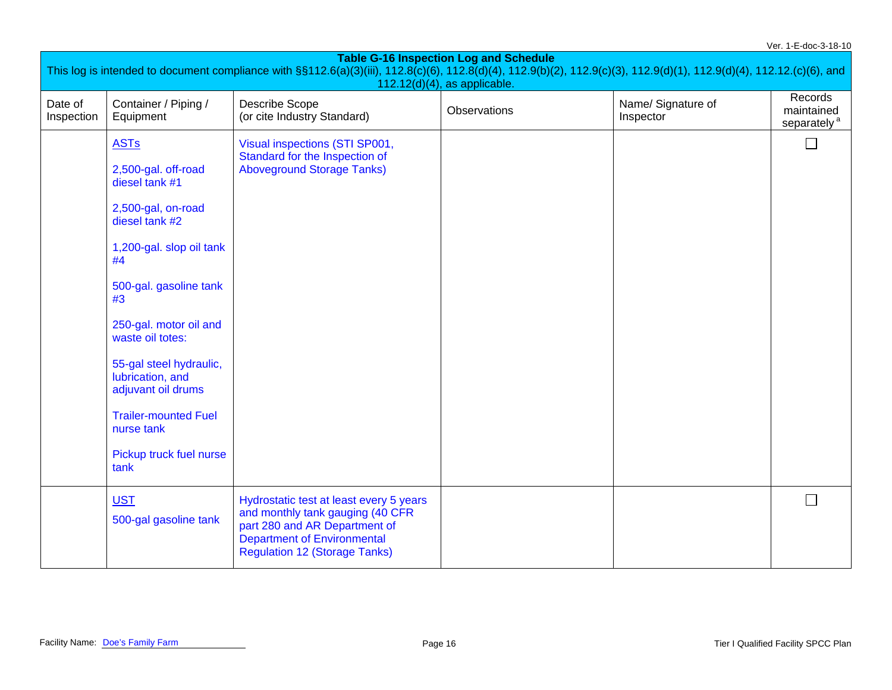**Table G-16 Inspection Log and Schedule**

This log is intended to document compliance with §§112.6(a)(3)(iii), 112.8(c)(6), 112.8(d)(4), 112.9(b)(2), 112.9(c)(3), 112.9(d)(1), 112.9(d)(4), 112.12.(c)(6), and 112.12(d)(4), as applicable.

| Date of Inspection | Container / Piping / Equipment | Describe Scope (or cite Industry Standard) | Observations | Name/ Signature of Inspector | Records maintained separately [a] |
|---|---|---|---|---|---|
| | ASTs<br><br>2,500-gal. off-road diesel tank #1<br><br>2,500-gal, on-road diesel tank #2<br><br>1,200-gal. slop oil tank #4<br><br>500-gal. gasoline tank #3<br><br>250-gal. motor oil and waste oil totes:<br><br>55-gal steel hydraulic, lubrication, and adjuvant oil drums<br><br>Trailer-mounted Fuel nurse tank<br><br>Pickup truck fuel nurse tank | Visual inspections (STI SP001, Standard for the Inspection of Aboveground Storage Tanks) | | | ☐ |
| | UST<br>500-gal gasoline tank | Hydrostatic test at least every 5 years and monthly tank gauging (40 CFR part 280 and AR Department of Department of Environmental Regulation 12 (Storage Tanks) | | | ☐ |

Facility Name: Doe's Family Farm

Tier I Qualified Facility SPCC Plan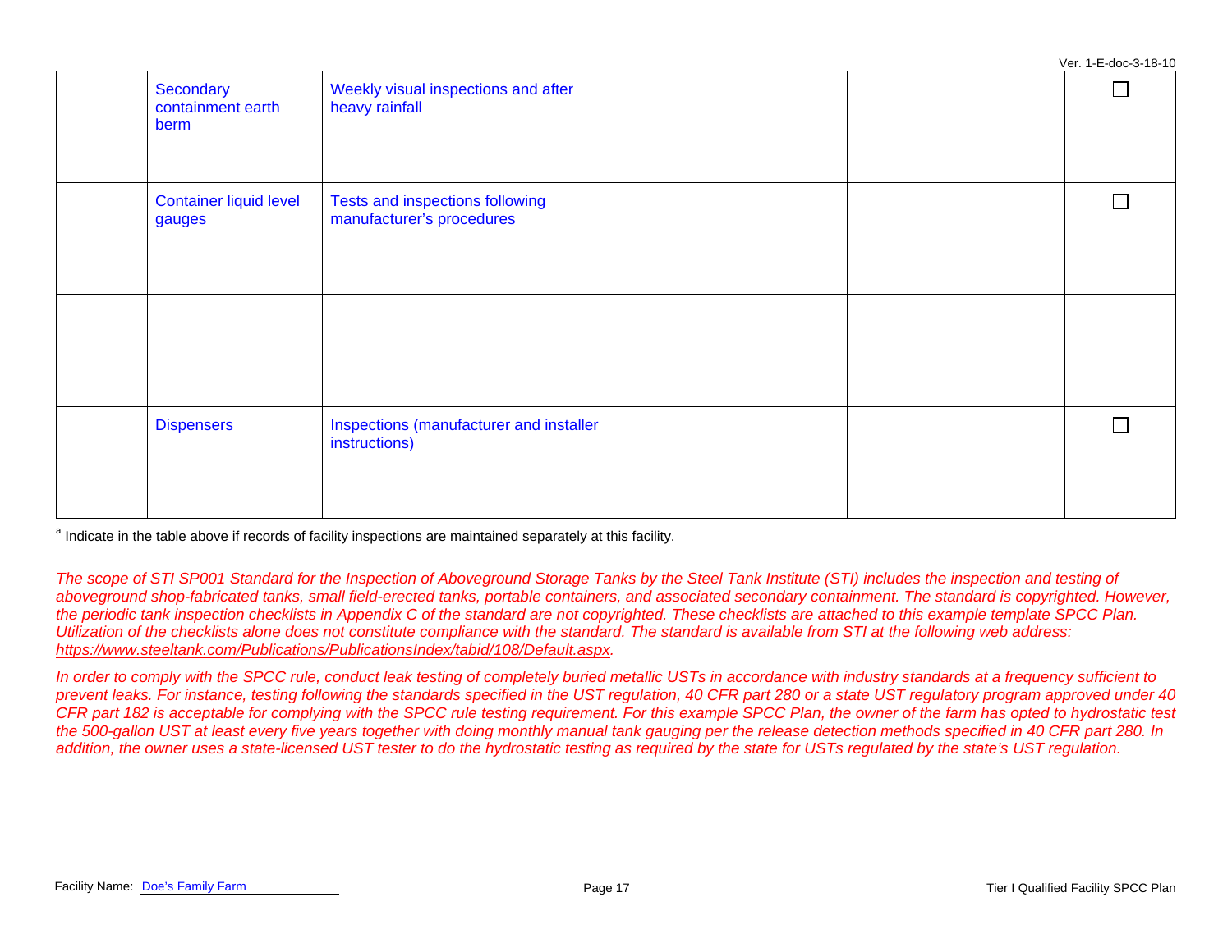| | | | | |
|---|---|---|---|---|
| | Secondary containment earth berm | Weekly visual inspections and after heavy rainfall | | ☐ |
| | Container liquid level gauges | Tests and inspections following manufacturer's procedures | | ☐ |
| | | | | |
| | Dispensers | Inspections (manufacturer and installer instructions) | | ☐ |

[a] Indicate in the table above if records of facility inspections are maintained separately at this facility.

*The scope of STI SP001 Standard for the Inspection of Aboveground Storage Tanks by the Steel Tank Institute (STI) includes the inspection and testing of aboveground shop-fabricated tanks, small field-erected tanks, portable containers, and associated secondary containment. The standard is copyrighted. However, the periodic tank inspection checklists in Appendix C of the standard are not copyrighted. These checklists are attached to this example template SPCC Plan. Utilization of the checklists alone does not constitute compliance with the standard. The standard is available from STI at the following web address: https://www.steeltank.com/Publications/PublicationsIndex/tabid/108/Default.aspx.*

*In order to comply with the SPCC rule, conduct leak testing of completely buried metallic USTs in accordance with industry standards at a frequency sufficient to prevent leaks. For instance, testing following the standards specified in the UST regulation, 40 CFR part 280 or a state UST regulatory program approved under 40 CFR part 182 is acceptable for complying with the SPCC rule testing requirement. For this example SPCC Plan, the owner of the farm has opted to hydrostatic test the 500-gallon UST at least every five years together with doing monthly manual tank gauging per the release detection methods specified in 40 CFR part 280. In addition, the owner uses a state-licensed UST tester to do the hydrostatic testing as required by the state for USTs regulated by the state's UST regulation.*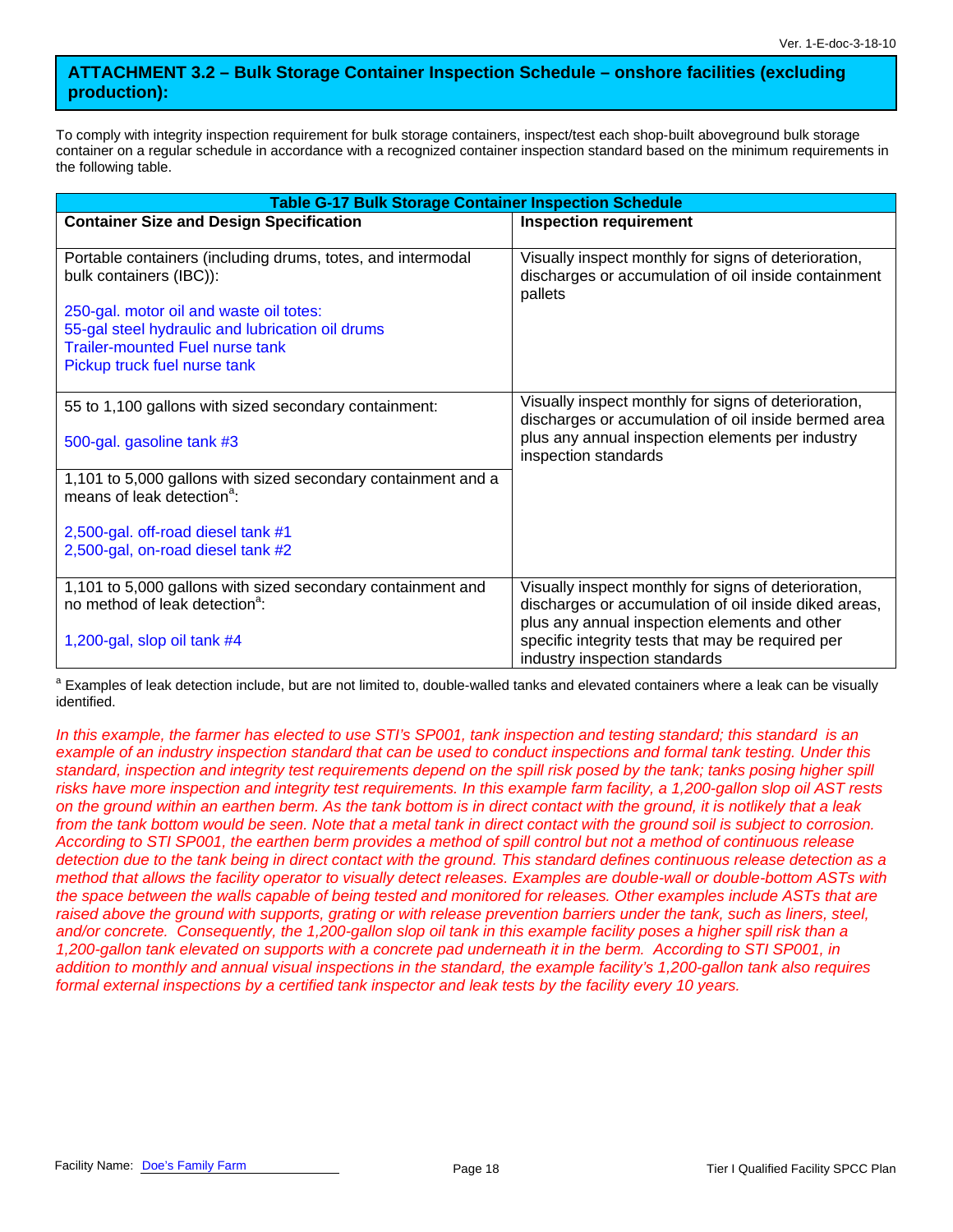## ATTACHMENT 3.2 – Bulk Storage Container Inspection Schedule – onshore facilities (excluding production):

To comply with integrity inspection requirement for bulk storage containers, inspect/test each shop-built aboveground bulk storage container on a regular schedule in accordance with a recognized container inspection standard based on the minimum requirements in the following table.

**Table G-17 Bulk Storage Container Inspection Schedule**

| Container Size and Design Specification | Inspection requirement |
|---|---|
| Portable containers (including drums, totes, and intermodal bulk containers (IBC)):<br><br>250-gal. motor oil and waste oil totes:<br>55-gal steel hydraulic and lubrication oil drums<br>Trailer-mounted Fuel nurse tank<br>Pickup truck fuel nurse tank | Visually inspect monthly for signs of deterioration, discharges or accumulation of oil inside containment pallets |
| 55 to 1,100 gallons with sized secondary containment:<br><br>500-gal. gasoline tank #3 | Visually inspect monthly for signs of deterioration, discharges or accumulation of oil inside bermed area plus any annual inspection elements per industry inspection standards |
| 1,101 to 5,000 gallons with sized secondary containment and a means of leak detection[a]:<br><br>2,500-gal. off-road diesel tank #1<br>2,500-gal, on-road diesel tank #2 | |
| 1,101 to 5,000 gallons with sized secondary containment and no method of leak detection[a]:<br><br>1,200-gal, slop oil tank #4 | Visually inspect monthly for signs of deterioration, discharges or accumulation of oil inside diked areas, plus any annual inspection elements and other specific integrity tests that may be required per industry inspection standards |

[a] Examples of leak detection include, but are not limited to, double-walled tanks and elevated containers where a leak can be visually identified.

*In this example, the farmer has elected to use STI's SP001, tank inspection and testing standard; this standard is an example of an industry inspection standard that can be used to conduct inspections and formal tank testing. Under this standard, inspection and integrity test requirements depend on the spill risk posed by the tank; tanks posing higher spill risks have more inspection and integrity test requirements. In this example farm facility, a 1,200-gallon slop oil AST rests on the ground within an earthen berm. As the tank bottom is in direct contact with the ground, it is notlikely that a leak from the tank bottom would be seen. Note that a metal tank in direct contact with the ground soil is subject to corrosion. According to STI SP001, the earthen berm provides a method of spill control but not a method of continuous release detection due to the tank being in direct contact with the ground. This standard defines continuous release detection as a method that allows the facility operator to visually detect releases. Examples are double-wall or double-bottom ASTs with the space between the walls capable of being tested and monitored for releases. Other examples include ASTs that are raised above the ground with supports, grating or with release prevention barriers under the tank, such as liners, steel, and/or concrete. Consequently, the 1,200-gallon slop oil tank in this example facility poses a higher spill risk than a 1,200-gallon tank elevated on supports with a concrete pad underneath it in the berm. According to STI SP001, in addition to monthly and annual visual inspections in the standard, the example facility's 1,200-gallon tank also requires formal external inspections by a certified tank inspector and leak tests by the facility every 10 years.*

Facility Name: Doe's Family Farm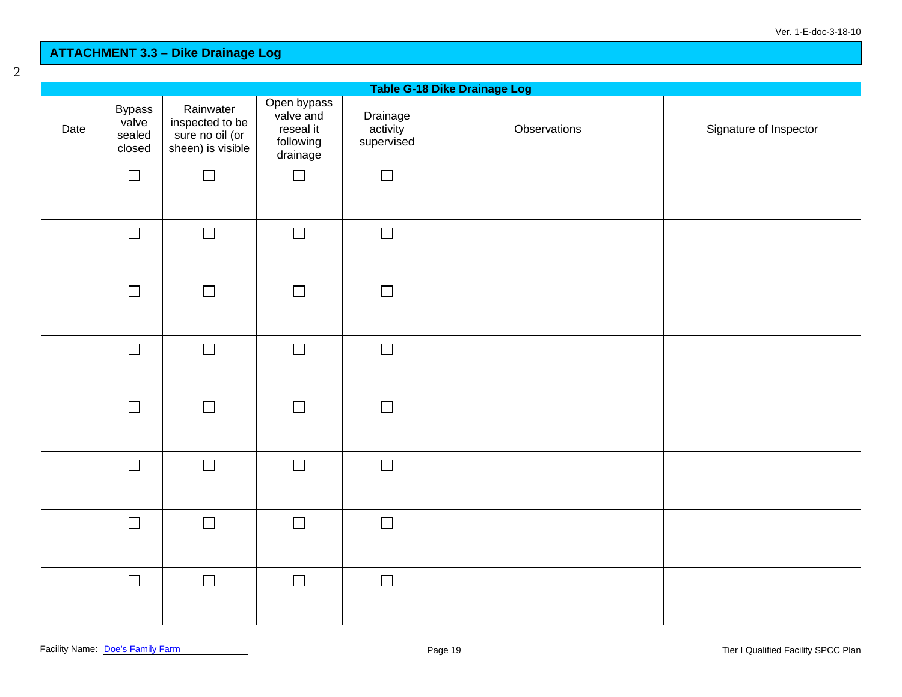## ATTACHMENT 3.3 – Dike Drainage Log

**Table G-18 Dike Drainage Log**

| Date | Bypass valve sealed closed | Rainwater inspected to be sure no oil (or sheen) is visible | Open bypass valve and reseal it following drainage | Drainage activity supervised | Observations | Signature of Inspector |
|---|---|---|---|---|---|---|
| | ☐ | ☐ | ☐ | ☐ | | |
| | ☐ | ☐ | ☐ | ☐ | | |
| | ☐ | ☐ | ☐ | ☐ | | |
| | ☐ | ☐ | ☐ | ☐ | | |
| | ☐ | ☐ | ☐ | ☐ | | |
| | ☐ | ☐ | ☐ | ☐ | | |
| | ☐ | ☐ | ☐ | ☐ | | |
| | ☐ | ☐ | ☐ | ☐ | | |

Facility Name: Doe's Family Farm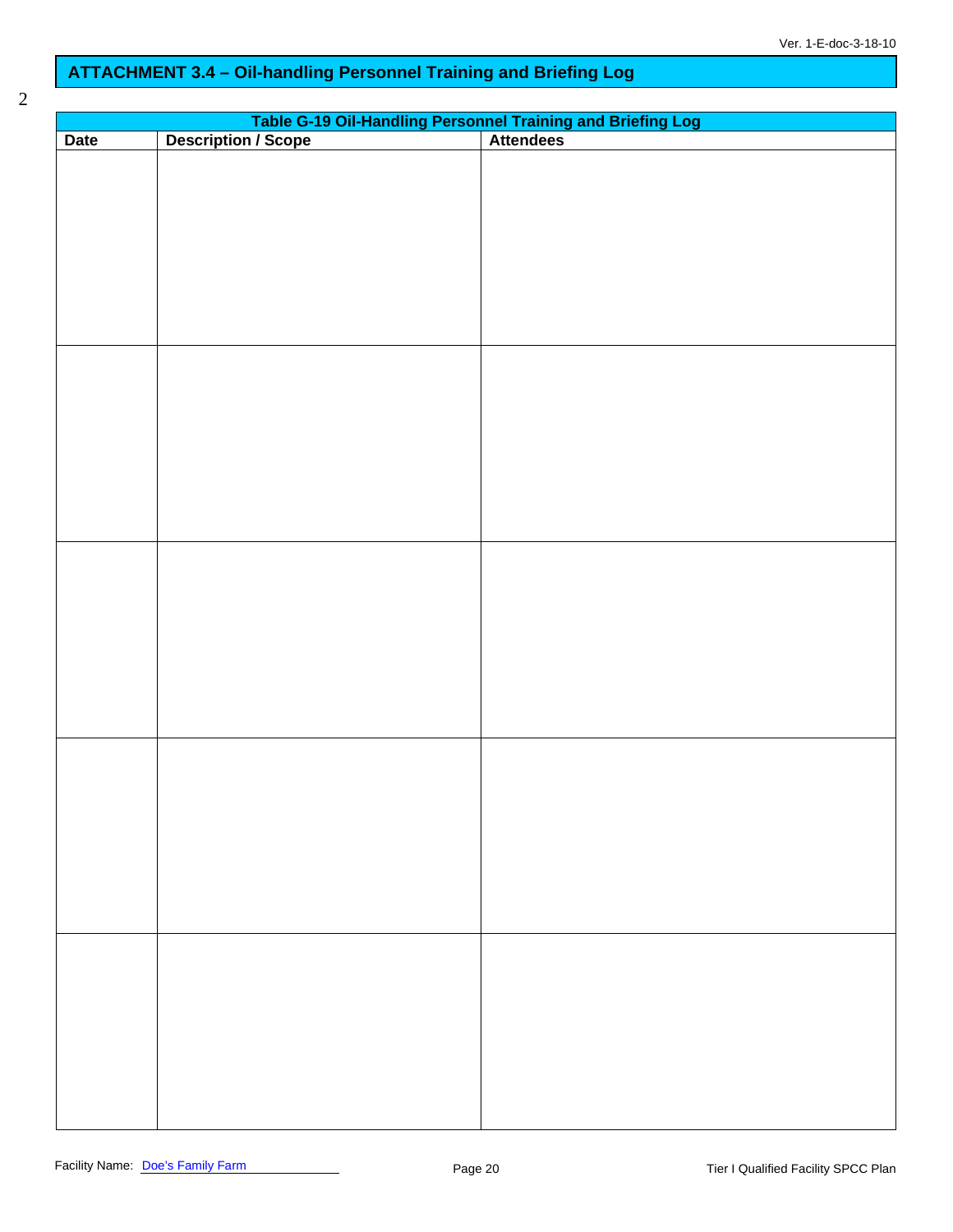## ATTACHMENT 3.4 – Oil-handling Personnel Training and Briefing Log

2

**Table G-19 Oil-Handling Personnel Training and Briefing Log**

| Date | Description / Scope | Attendees |
| --- | --- | --- |
| | | |
| | | |
| | | |
| | | |
| | | |

Facility Name: Doe's Family Farm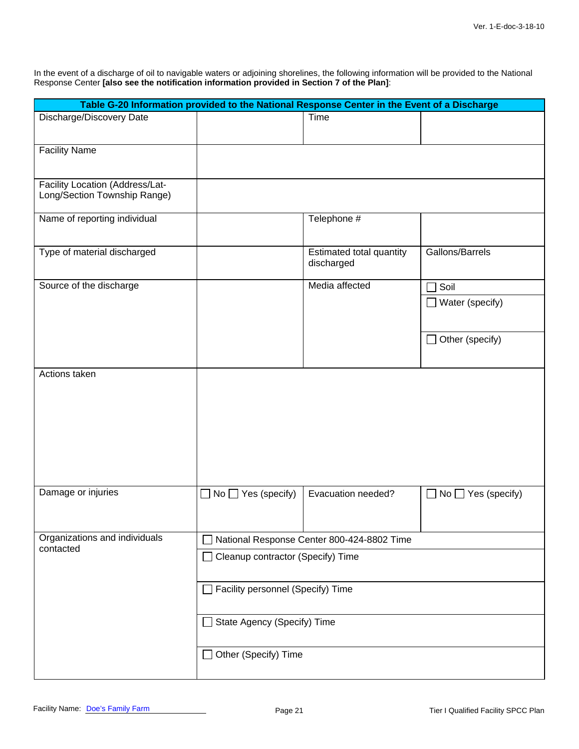In the event of a discharge of oil to navigable waters or adjoining shorelines, the following information will be provided to the National Response Center **[also see the notification information provided in Section 7 of the Plan]**:

| Table G-20 Information provided to the National Response Center in the Event of a Discharge | | | |
|---|---|---|---|
| Discharge/Discovery Date | | Time | |
| Facility Name | | | |
| Facility Location (Address/Lat-Long/Section Township Range) | | | |
| Name of reporting individual | | Telephone # | |
| Type of material discharged | | Estimated total quantity discharged | Gallons/Barrels |
| Source of the discharge | | Media affected | ☐ Soil<br>☐ Water (specify)<br>☐ Other (specify) |
| Actions taken | | | |
| Damage or injuries | ☐ No ☐ Yes (specify) | Evacuation needed? | ☐ No ☐ Yes (specify) |
| Organizations and individuals contacted | ☐ National Response Center 800-424-8802 Time<br>☐ Cleanup contractor (Specify) Time<br>☐ Facility personnel (Specify) Time<br>☐ State Agency (Specify) Time<br>☐ Other (Specify) Time | | |

Facility Name: Doe's Family Farm

Tier I Qualified Facility SPCC Plan